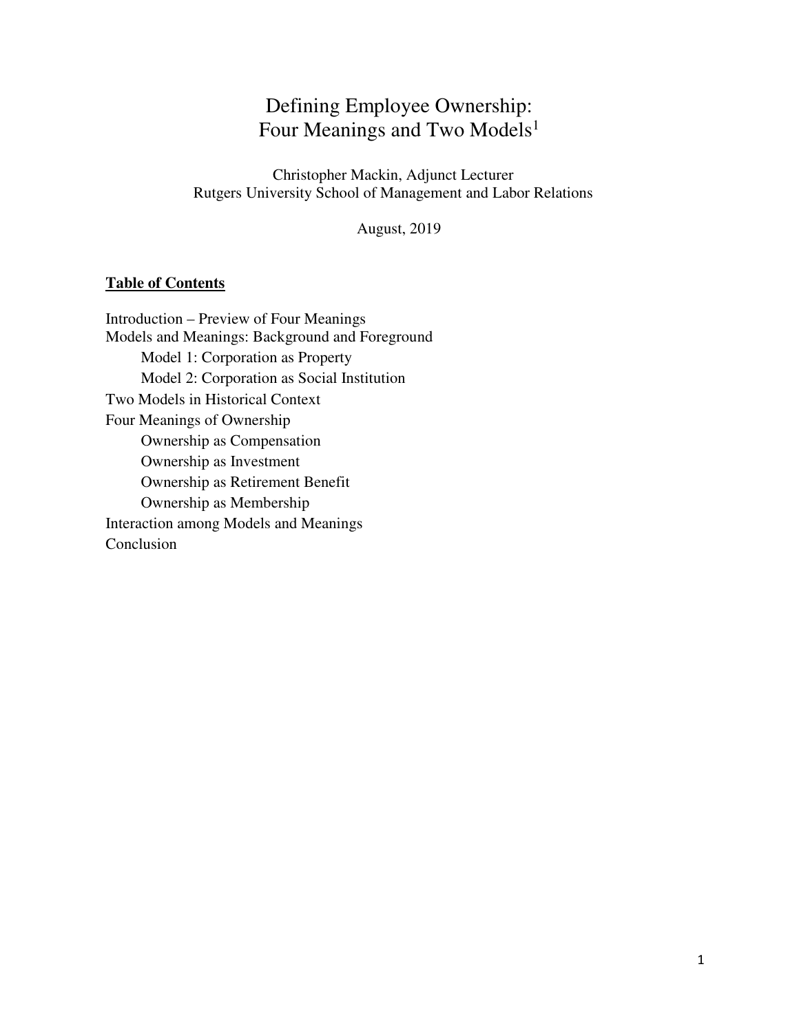# Defining Employee Ownership: Four Meanings and Two Models[1]

Christopher Mackin, Adjunct Lecturer
Rutgers University School of Management and Labor Relations

August, 2019

**Table of Contents**

Introduction – Preview of Four Meanings
Models and Meanings: Background and Foreground
- Model 1: Corporation as Property
- Model 2: Corporation as Social Institution

Two Models in Historical Context
Four Meanings of Ownership
- Ownership as Compensation
- Ownership as Investment
- Ownership as Retirement Benefit
- Ownership as Membership

Interaction among Models and Meanings
Conclusion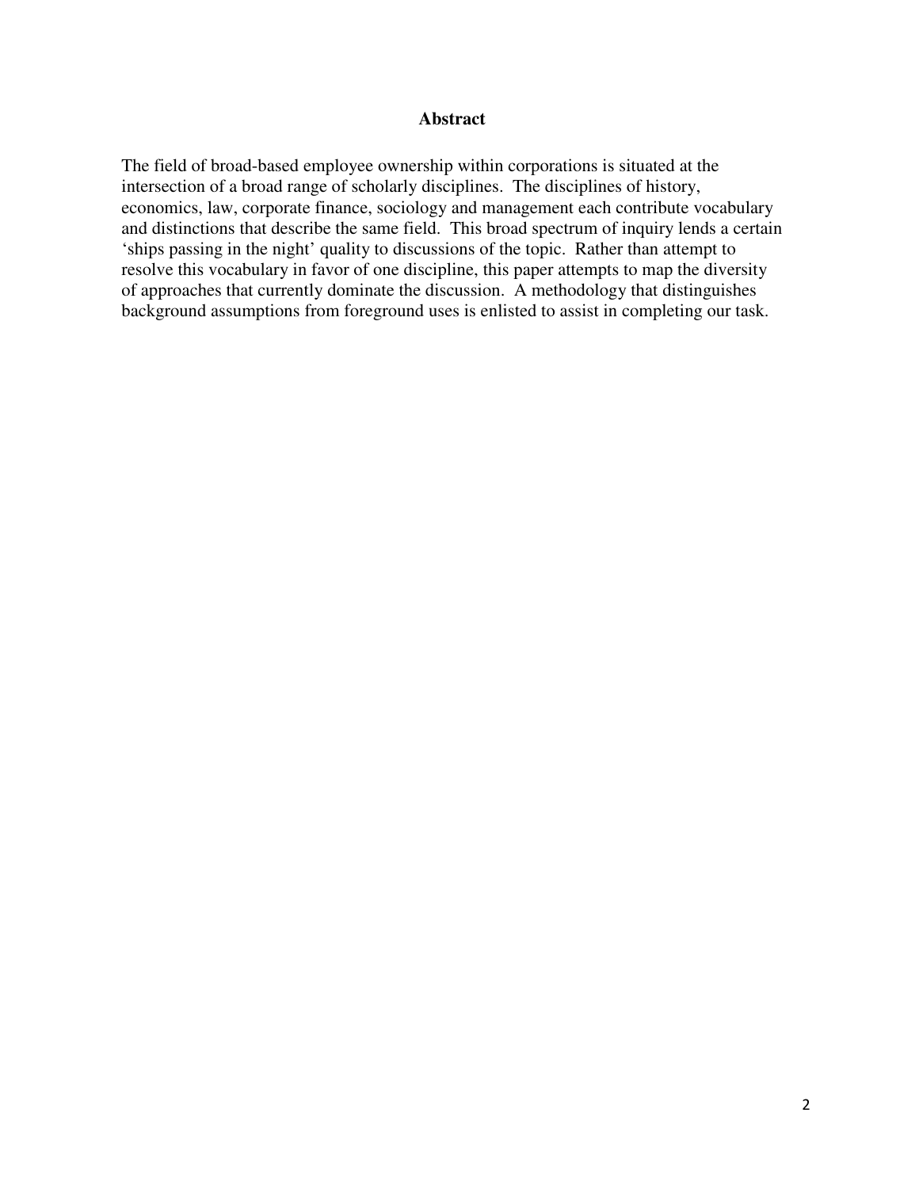## Abstract

The field of broad-based employee ownership within corporations is situated at the intersection of a broad range of scholarly disciplines. The disciplines of history, economics, law, corporate finance, sociology and management each contribute vocabulary and distinctions that describe the same field. This broad spectrum of inquiry lends a certain 'ships passing in the night' quality to discussions of the topic. Rather than attempt to resolve this vocabulary in favor of one discipline, this paper attempts to map the diversity of approaches that currently dominate the discussion. A methodology that distinguishes background assumptions from foreground uses is enlisted to assist in completing our task.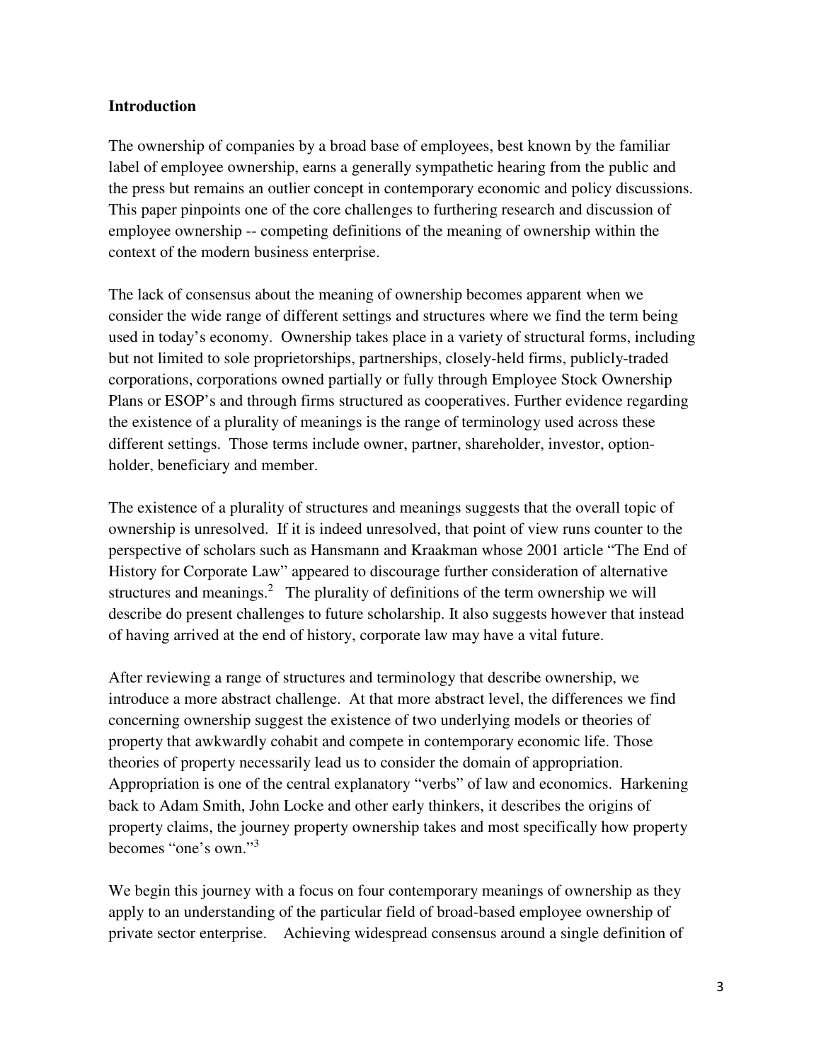**Introduction**

The ownership of companies by a broad base of employees, best known by the familiar label of employee ownership, earns a generally sympathetic hearing from the public and the press but remains an outlier concept in contemporary economic and policy discussions. This paper pinpoints one of the core challenges to furthering research and discussion of employee ownership -- competing definitions of the meaning of ownership within the context of the modern business enterprise.

The lack of consensus about the meaning of ownership becomes apparent when we consider the wide range of different settings and structures where we find the term being used in today's economy. Ownership takes place in a variety of structural forms, including but not limited to sole proprietorships, partnerships, closely-held firms, publicly-traded corporations, corporations owned partially or fully through Employee Stock Ownership Plans or ESOP's and through firms structured as cooperatives. Further evidence regarding the existence of a plurality of meanings is the range of terminology used across these different settings. Those terms include owner, partner, shareholder, investor, option-holder, beneficiary and member.

The existence of a plurality of structures and meanings suggests that the overall topic of ownership is unresolved. If it is indeed unresolved, that point of view runs counter to the perspective of scholars such as Hansmann and Kraakman whose 2001 article "The End of History for Corporate Law" appeared to discourage further consideration of alternative structures and meanings.[2] The plurality of definitions of the term ownership we will describe do present challenges to future scholarship. It also suggests however that instead of having arrived at the end of history, corporate law may have a vital future.

After reviewing a range of structures and terminology that describe ownership, we introduce a more abstract challenge. At that more abstract level, the differences we find concerning ownership suggest the existence of two underlying models or theories of property that awkwardly cohabit and compete in contemporary economic life. Those theories of property necessarily lead us to consider the domain of appropriation. Appropriation is one of the central explanatory "verbs" of law and economics. Harkening back to Adam Smith, John Locke and other early thinkers, it describes the origins of property claims, the journey property ownership takes and most specifically how property becomes "one's own."[3]

We begin this journey with a focus on four contemporary meanings of ownership as they apply to an understanding of the particular field of broad-based employee ownership of private sector enterprise. Achieving widespread consensus around a single definition of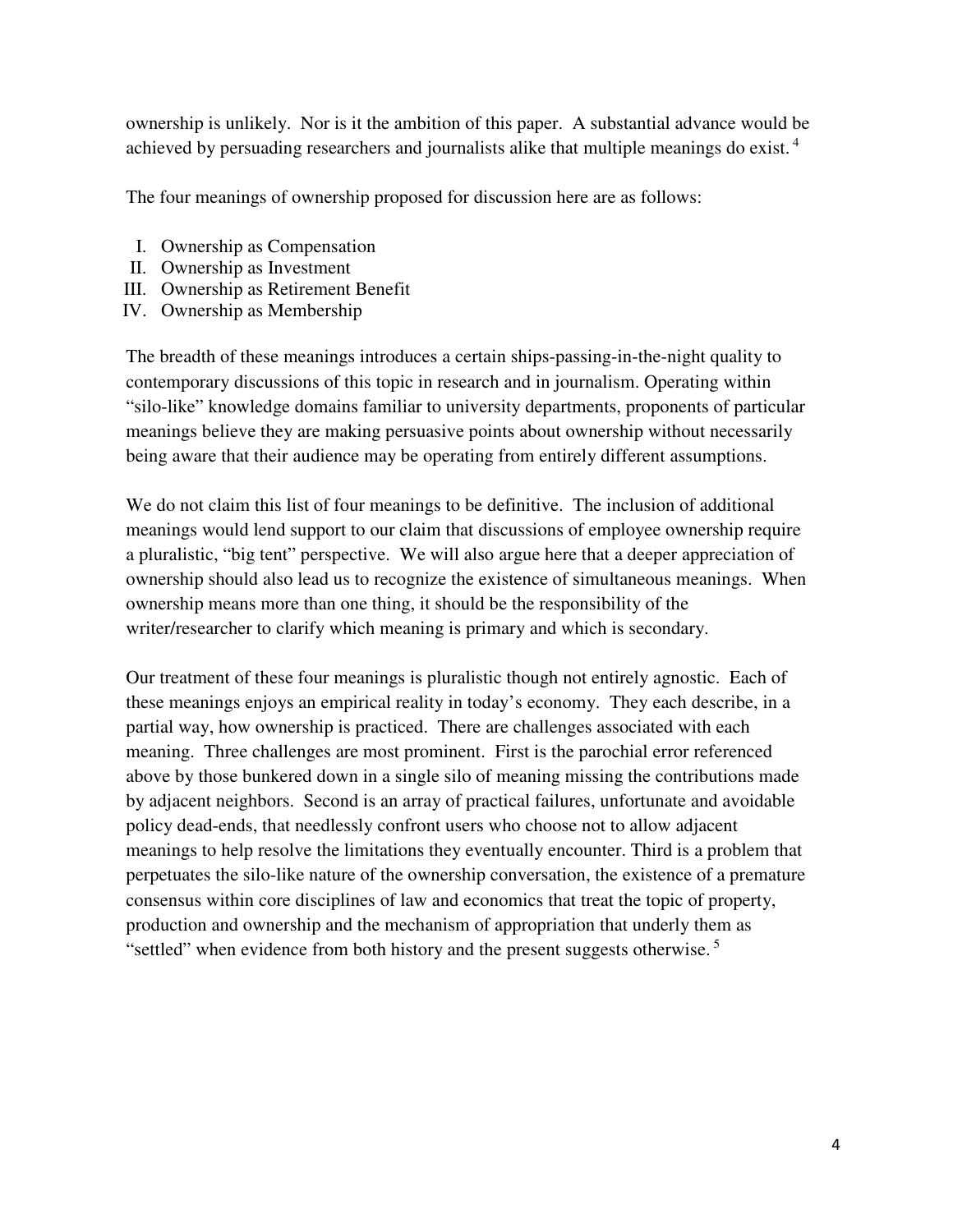ownership is unlikely. Nor is it the ambition of this paper. A substantial advance would be achieved by persuading researchers and journalists alike that multiple meanings do exist.[4]

The four meanings of ownership proposed for discussion here are as follows:

I. Ownership as Compensation
II. Ownership as Investment
III. Ownership as Retirement Benefit
IV. Ownership as Membership

The breadth of these meanings introduces a certain ships-passing-in-the-night quality to contemporary discussions of this topic in research and in journalism. Operating within "silo-like" knowledge domains familiar to university departments, proponents of particular meanings believe they are making persuasive points about ownership without necessarily being aware that their audience may be operating from entirely different assumptions.

We do not claim this list of four meanings to be definitive. The inclusion of additional meanings would lend support to our claim that discussions of employee ownership require a pluralistic, "big tent" perspective. We will also argue here that a deeper appreciation of ownership should also lead us to recognize the existence of simultaneous meanings. When ownership means more than one thing, it should be the responsibility of the writer/researcher to clarify which meaning is primary and which is secondary.

Our treatment of these four meanings is pluralistic though not entirely agnostic. Each of these meanings enjoys an empirical reality in today's economy. They each describe, in a partial way, how ownership is practiced. There are challenges associated with each meaning. Three challenges are most prominent. First is the parochial error referenced above by those bunkered down in a single silo of meaning missing the contributions made by adjacent neighbors. Second is an array of practical failures, unfortunate and avoidable policy dead-ends, that needlessly confront users who choose not to allow adjacent meanings to help resolve the limitations they eventually encounter. Third is a problem that perpetuates the silo-like nature of the ownership conversation, the existence of a premature consensus within core disciplines of law and economics that treat the topic of property, production and ownership and the mechanism of appropriation that underly them as "settled" when evidence from both history and the present suggests otherwise.[5]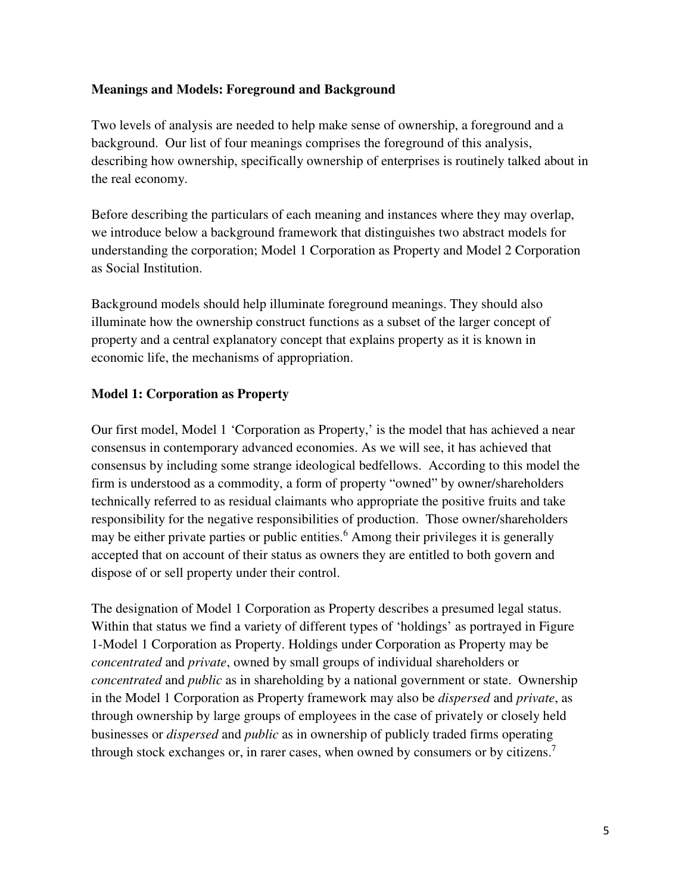**Meanings and Models: Foreground and Background**

Two levels of analysis are needed to help make sense of ownership, a foreground and a background. Our list of four meanings comprises the foreground of this analysis, describing how ownership, specifically ownership of enterprises is routinely talked about in the real economy.

Before describing the particulars of each meaning and instances where they may overlap, we introduce below a background framework that distinguishes two abstract models for understanding the corporation; Model 1 Corporation as Property and Model 2 Corporation as Social Institution.

Background models should help illuminate foreground meanings. They should also illuminate how the ownership construct functions as a subset of the larger concept of property and a central explanatory concept that explains property as it is known in economic life, the mechanisms of appropriation.

**Model 1: Corporation as Property**

Our first model, Model 1 'Corporation as Property,' is the model that has achieved a near consensus in contemporary advanced economies. As we will see, it has achieved that consensus by including some strange ideological bedfellows. According to this model the firm is understood as a commodity, a form of property "owned" by owner/shareholders technically referred to as residual claimants who appropriate the positive fruits and take responsibility for the negative responsibilities of production. Those owner/shareholders may be either private parties or public entities.[6] Among their privileges it is generally accepted that on account of their status as owners they are entitled to both govern and dispose of or sell property under their control.

The designation of Model 1 Corporation as Property describes a presumed legal status. Within that status we find a variety of different types of 'holdings' as portrayed in Figure 1-Model 1 Corporation as Property. Holdings under Corporation as Property may be *concentrated* and *private*, owned by small groups of individual shareholders or *concentrated* and *public* as in shareholding by a national government or state. Ownership in the Model 1 Corporation as Property framework may also be *dispersed* and *private*, as through ownership by large groups of employees in the case of privately or closely held businesses or *dispersed* and *public* as in ownership of publicly traded firms operating through stock exchanges or, in rarer cases, when owned by consumers or by citizens.[7]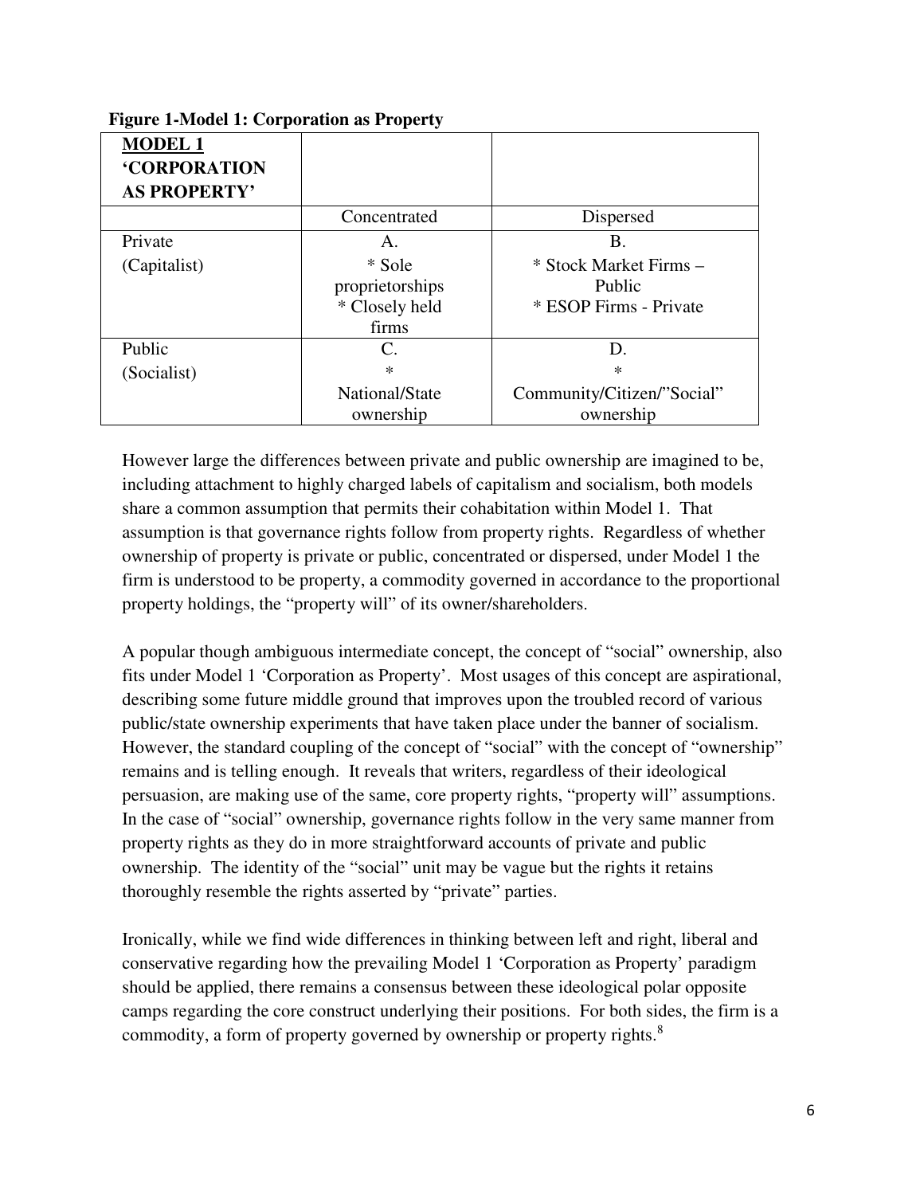**Figure 1-Model 1: Corporation as Property**

| **MODEL 1 'CORPORATION AS PROPERTY'** | | |
|---|---|---|
| | Concentrated | Dispersed |
| Private (Capitalist) | A. * Sole proprietorships * Closely held firms | B. * Stock Market Firms – Public * ESOP Firms - Private |
| Public (Socialist) | C. * National/State ownership | D. * Community/Citizen/"Social" ownership |

However large the differences between private and public ownership are imagined to be, including attachment to highly charged labels of capitalism and socialism, both models share a common assumption that permits their cohabitation within Model 1. That assumption is that governance rights follow from property rights. Regardless of whether ownership of property is private or public, concentrated or dispersed, under Model 1 the firm is understood to be property, a commodity governed in accordance to the proportional property holdings, the "property will" of its owner/shareholders.

A popular though ambiguous intermediate concept, the concept of "social" ownership, also fits under Model 1 'Corporation as Property'. Most usages of this concept are aspirational, describing some future middle ground that improves upon the troubled record of various public/state ownership experiments that have taken place under the banner of socialism. However, the standard coupling of the concept of "social" with the concept of "ownership" remains and is telling enough. It reveals that writers, regardless of their ideological persuasion, are making use of the same, core property rights, "property will" assumptions. In the case of "social" ownership, governance rights follow in the very same manner from property rights as they do in more straightforward accounts of private and public ownership. The identity of the "social" unit may be vague but the rights it retains thoroughly resemble the rights asserted by "private" parties.

Ironically, while we find wide differences in thinking between left and right, liberal and conservative regarding how the prevailing Model 1 'Corporation as Property' paradigm should be applied, there remains a consensus between these ideological polar opposite camps regarding the core construct underlying their positions. For both sides, the firm is a commodity, a form of property governed by ownership or property rights.[8]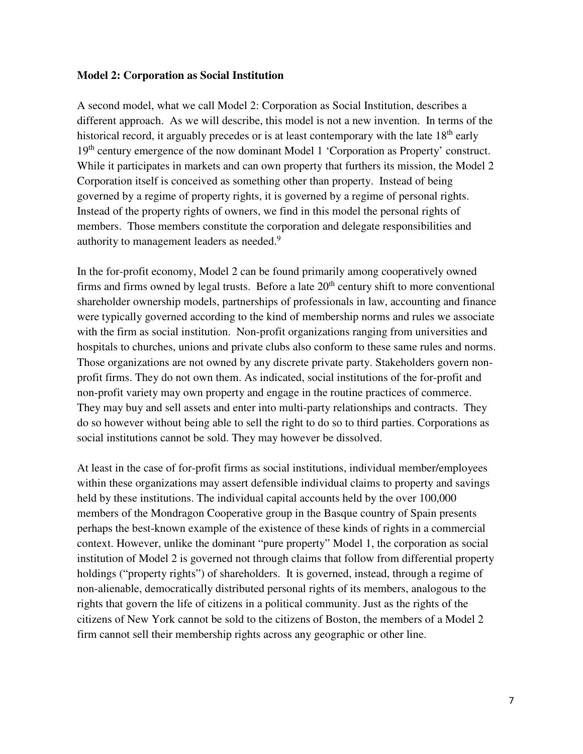**Model 2: Corporation as Social Institution**

A second model, what we call Model 2: Corporation as Social Institution, describes a different approach. As we will describe, this model is not a new invention. In terms of the historical record, it arguably precedes or is at least contemporary with the late 18th early 19th century emergence of the now dominant Model 1 'Corporation as Property' construct. While it participates in markets and can own property that furthers its mission, the Model 2 Corporation itself is conceived as something other than property. Instead of being governed by a regime of property rights, it is governed by a regime of personal rights. Instead of the property rights of owners, we find in this model the personal rights of members. Those members constitute the corporation and delegate responsibilities and authority to management leaders as needed.[9]

In the for-profit economy, Model 2 can be found primarily among cooperatively owned firms and firms owned by legal trusts. Before a late 20th century shift to more conventional shareholder ownership models, partnerships of professionals in law, accounting and finance were typically governed according to the kind of membership norms and rules we associate with the firm as social institution. Non-profit organizations ranging from universities and hospitals to churches, unions and private clubs also conform to these same rules and norms. Those organizations are not owned by any discrete private party. Stakeholders govern non-profit firms. They do not own them. As indicated, social institutions of the for-profit and non-profit variety may own property and engage in the routine practices of commerce. They may buy and sell assets and enter into multi-party relationships and contracts. They do so however without being able to sell the right to do so to third parties. Corporations as social institutions cannot be sold. They may however be dissolved.

At least in the case of for-profit firms as social institutions, individual member/employees within these organizations may assert defensible individual claims to property and savings held by these institutions. The individual capital accounts held by the over 100,000 members of the Mondragon Cooperative group in the Basque country of Spain presents perhaps the best-known example of the existence of these kinds of rights in a commercial context. However, unlike the dominant "pure property" Model 1, the corporation as social institution of Model 2 is governed not through claims that follow from differential property holdings ("property rights") of shareholders. It is governed, instead, through a regime of non-alienable, democratically distributed personal rights of its members, analogous to the rights that govern the life of citizens in a political community. Just as the rights of the citizens of New York cannot be sold to the citizens of Boston, the members of a Model 2 firm cannot sell their membership rights across any geographic or other line.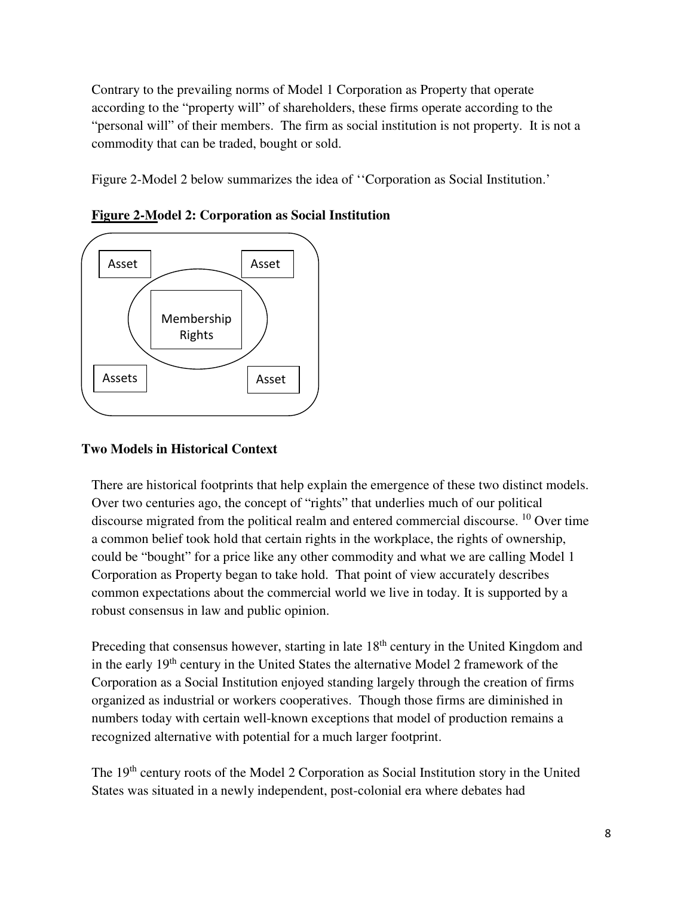Contrary to the prevailing norms of Model 1 Corporation as Property that operate according to the "property will" of shareholders, these firms operate according to the "personal will" of their members. The firm as social institution is not property. It is not a commodity that can be traded, bought or sold.

Figure 2-Model 2 below summarizes the idea of ''Corporation as Social Institution.'

**Figure 2-Model 2: Corporation as Social Institution**

Asset Asset

Membership Rights

Assets Asset

### Two Models in Historical Context

There are historical footprints that help explain the emergence of these two distinct models. Over two centuries ago, the concept of "rights" that underlies much of our political discourse migrated from the political realm and entered commercial discourse. [10] Over time a common belief took hold that certain rights in the workplace, the rights of ownership, could be "bought" for a price like any other commodity and what we are calling Model 1 Corporation as Property began to take hold. That point of view accurately describes common expectations about the commercial world we live in today. It is supported by a robust consensus in law and public opinion.

Preceding that consensus however, starting in late 18th century in the United Kingdom and in the early 19th century in the United States the alternative Model 2 framework of the Corporation as a Social Institution enjoyed standing largely through the creation of firms organized as industrial or workers cooperatives. Though those firms are diminished in numbers today with certain well-known exceptions that model of production remains a recognized alternative with potential for a much larger footprint.

The 19th century roots of the Model 2 Corporation as Social Institution story in the United States was situated in a newly independent, post-colonial era where debates had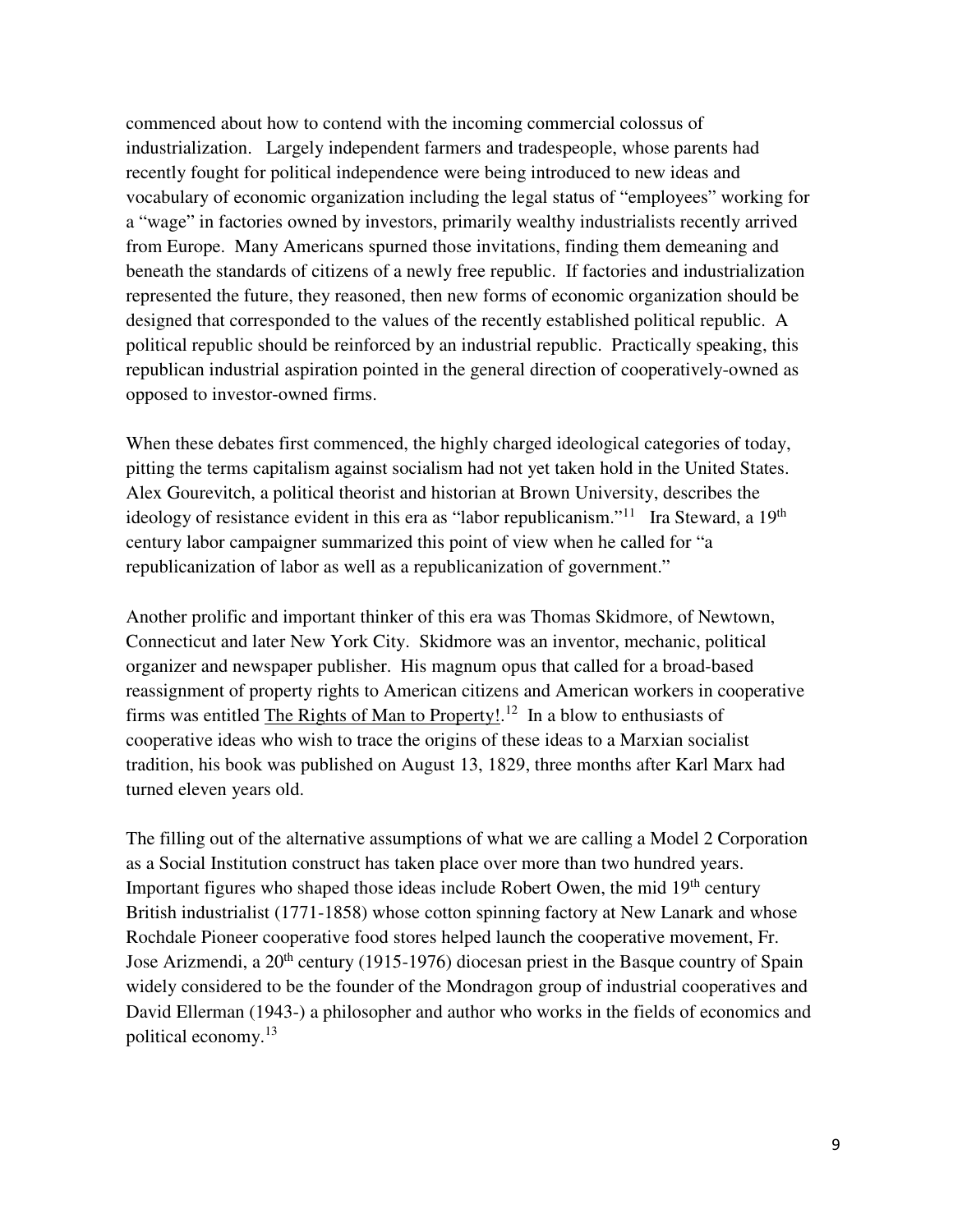commenced about how to contend with the incoming commercial colossus of industrialization. Largely independent farmers and tradespeople, whose parents had recently fought for political independence were being introduced to new ideas and vocabulary of economic organization including the legal status of "employees" working for a "wage" in factories owned by investors, primarily wealthy industrialists recently arrived from Europe. Many Americans spurned those invitations, finding them demeaning and beneath the standards of citizens of a newly free republic. If factories and industrialization represented the future, they reasoned, then new forms of economic organization should be designed that corresponded to the values of the recently established political republic. A political republic should be reinforced by an industrial republic. Practically speaking, this republican industrial aspiration pointed in the general direction of cooperatively-owned as opposed to investor-owned firms.

When these debates first commenced, the highly charged ideological categories of today, pitting the terms capitalism against socialism had not yet taken hold in the United States. Alex Gourevitch, a political theorist and historian at Brown University, describes the ideology of resistance evident in this era as "labor republicanism."[11] Ira Steward, a 19th century labor campaigner summarized this point of view when he called for "a republicanization of labor as well as a republicanization of government."

Another prolific and important thinker of this era was Thomas Skidmore, of Newtown, Connecticut and later New York City. Skidmore was an inventor, mechanic, political organizer and newspaper publisher. His magnum opus that called for a broad-based reassignment of property rights to American citizens and American workers in cooperative firms was entitled The Rights of Man to Property!.[12] In a blow to enthusiasts of cooperative ideas who wish to trace the origins of these ideas to a Marxian socialist tradition, his book was published on August 13, 1829, three months after Karl Marx had turned eleven years old.

The filling out of the alternative assumptions of what we are calling a Model 2 Corporation as a Social Institution construct has taken place over more than two hundred years. Important figures who shaped those ideas include Robert Owen, the mid 19th century British industrialist (1771-1858) whose cotton spinning factory at New Lanark and whose Rochdale Pioneer cooperative food stores helped launch the cooperative movement, Fr. Jose Arizmendi, a 20th century (1915-1976) diocesan priest in the Basque country of Spain widely considered to be the founder of the Mondragon group of industrial cooperatives and David Ellerman (1943-) a philosopher and author who works in the fields of economics and political economy.[13]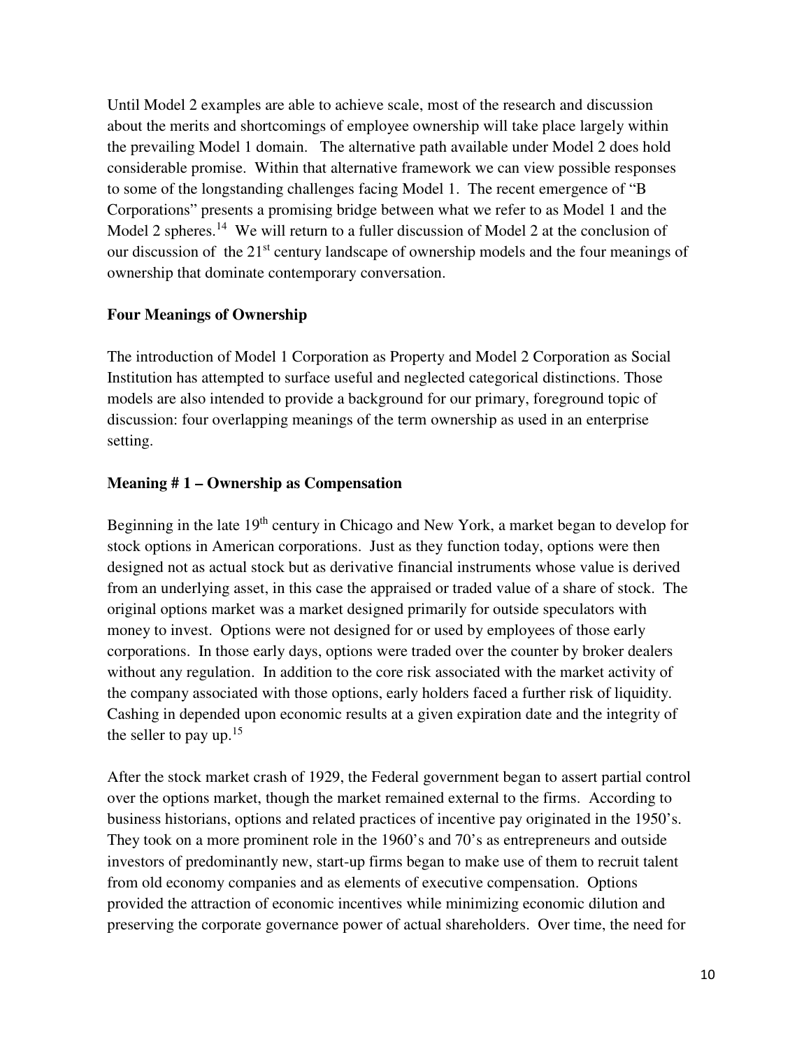Until Model 2 examples are able to achieve scale, most of the research and discussion about the merits and shortcomings of employee ownership will take place largely within the prevailing Model 1 domain. The alternative path available under Model 2 does hold considerable promise. Within that alternative framework we can view possible responses to some of the longstanding challenges facing Model 1. The recent emergence of "B Corporations" presents a promising bridge between what we refer to as Model 1 and the Model 2 spheres.[14] We will return to a fuller discussion of Model 2 at the conclusion of our discussion of the 21st century landscape of ownership models and the four meanings of ownership that dominate contemporary conversation.

**Four Meanings of Ownership**

The introduction of Model 1 Corporation as Property and Model 2 Corporation as Social Institution has attempted to surface useful and neglected categorical distinctions. Those models are also intended to provide a background for our primary, foreground topic of discussion: four overlapping meanings of the term ownership as used in an enterprise setting.

**Meaning # 1 – Ownership as Compensation**

Beginning in the late 19th century in Chicago and New York, a market began to develop for stock options in American corporations. Just as they function today, options were then designed not as actual stock but as derivative financial instruments whose value is derived from an underlying asset, in this case the appraised or traded value of a share of stock. The original options market was a market designed primarily for outside speculators with money to invest. Options were not designed for or used by employees of those early corporations. In those early days, options were traded over the counter by broker dealers without any regulation. In addition to the core risk associated with the market activity of the company associated with those options, early holders faced a further risk of liquidity. Cashing in depended upon economic results at a given expiration date and the integrity of the seller to pay up.[15]

After the stock market crash of 1929, the Federal government began to assert partial control over the options market, though the market remained external to the firms. According to business historians, options and related practices of incentive pay originated in the 1950's. They took on a more prominent role in the 1960's and 70's as entrepreneurs and outside investors of predominantly new, start-up firms began to make use of them to recruit talent from old economy companies and as elements of executive compensation. Options provided the attraction of economic incentives while minimizing economic dilution and preserving the corporate governance power of actual shareholders. Over time, the need for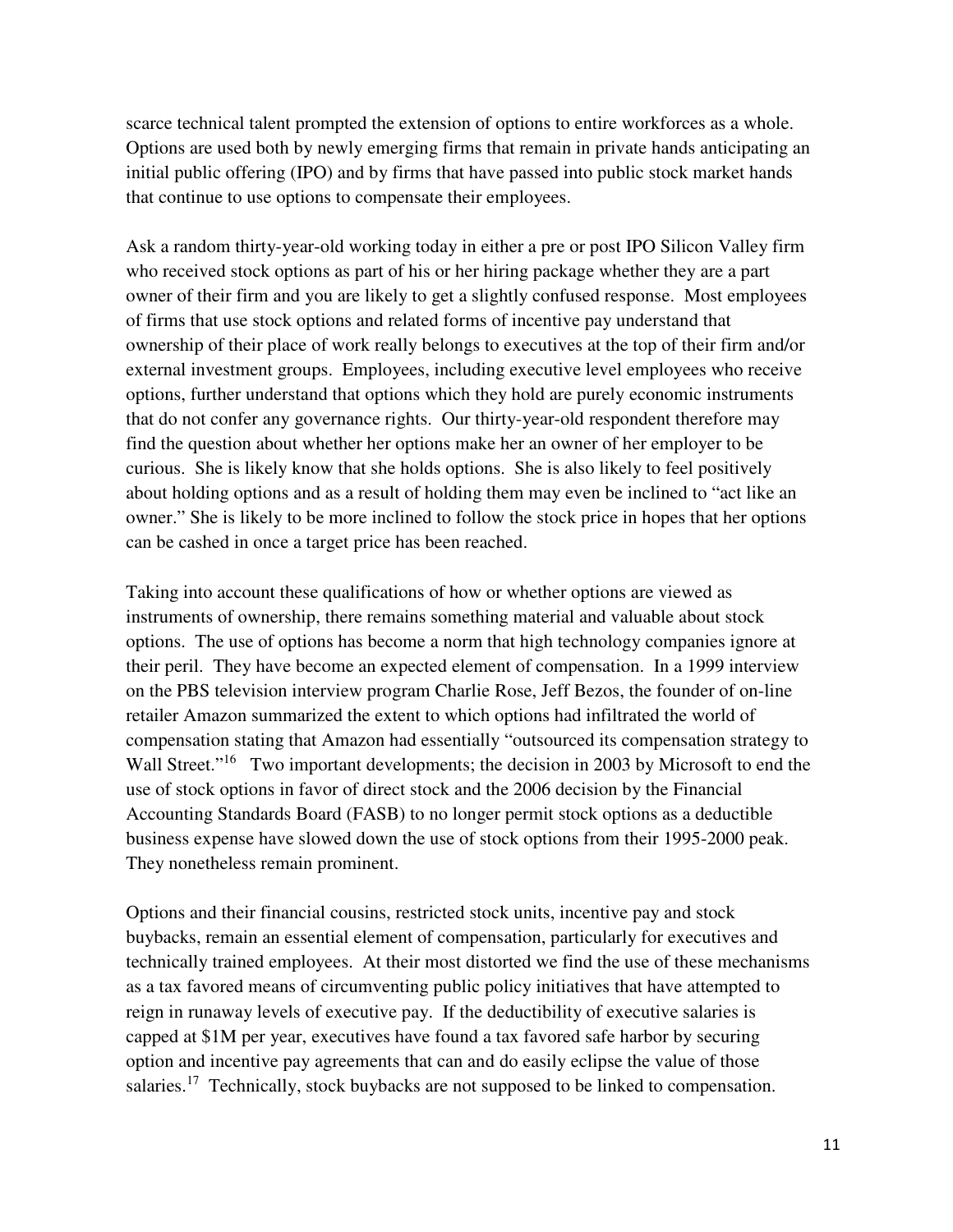scarce technical talent prompted the extension of options to entire workforces as a whole. Options are used both by newly emerging firms that remain in private hands anticipating an initial public offering (IPO) and by firms that have passed into public stock market hands that continue to use options to compensate their employees.

Ask a random thirty-year-old working today in either a pre or post IPO Silicon Valley firm who received stock options as part of his or her hiring package whether they are a part owner of their firm and you are likely to get a slightly confused response. Most employees of firms that use stock options and related forms of incentive pay understand that ownership of their place of work really belongs to executives at the top of their firm and/or external investment groups. Employees, including executive level employees who receive options, further understand that options which they hold are purely economic instruments that do not confer any governance rights. Our thirty-year-old respondent therefore may find the question about whether her options make her an owner of her employer to be curious. She is likely know that she holds options. She is also likely to feel positively about holding options and as a result of holding them may even be inclined to "act like an owner." She is likely to be more inclined to follow the stock price in hopes that her options can be cashed in once a target price has been reached.

Taking into account these qualifications of how or whether options are viewed as instruments of ownership, there remains something material and valuable about stock options. The use of options has become a norm that high technology companies ignore at their peril. They have become an expected element of compensation. In a 1999 interview on the PBS television interview program Charlie Rose, Jeff Bezos, the founder of on-line retailer Amazon summarized the extent to which options had infiltrated the world of compensation stating that Amazon had essentially "outsourced its compensation strategy to Wall Street."[16] Two important developments; the decision in 2003 by Microsoft to end the use of stock options in favor of direct stock and the 2006 decision by the Financial Accounting Standards Board (FASB) to no longer permit stock options as a deductible business expense have slowed down the use of stock options from their 1995-2000 peak. They nonetheless remain prominent.

Options and their financial cousins, restricted stock units, incentive pay and stock buybacks, remain an essential element of compensation, particularly for executives and technically trained employees. At their most distorted we find the use of these mechanisms as a tax favored means of circumventing public policy initiatives that have attempted to reign in runaway levels of executive pay. If the deductibility of executive salaries is capped at $1M per year, executives have found a tax favored safe harbor by securing option and incentive pay agreements that can and do easily eclipse the value of those salaries.[17] Technically, stock buybacks are not supposed to be linked to compensation.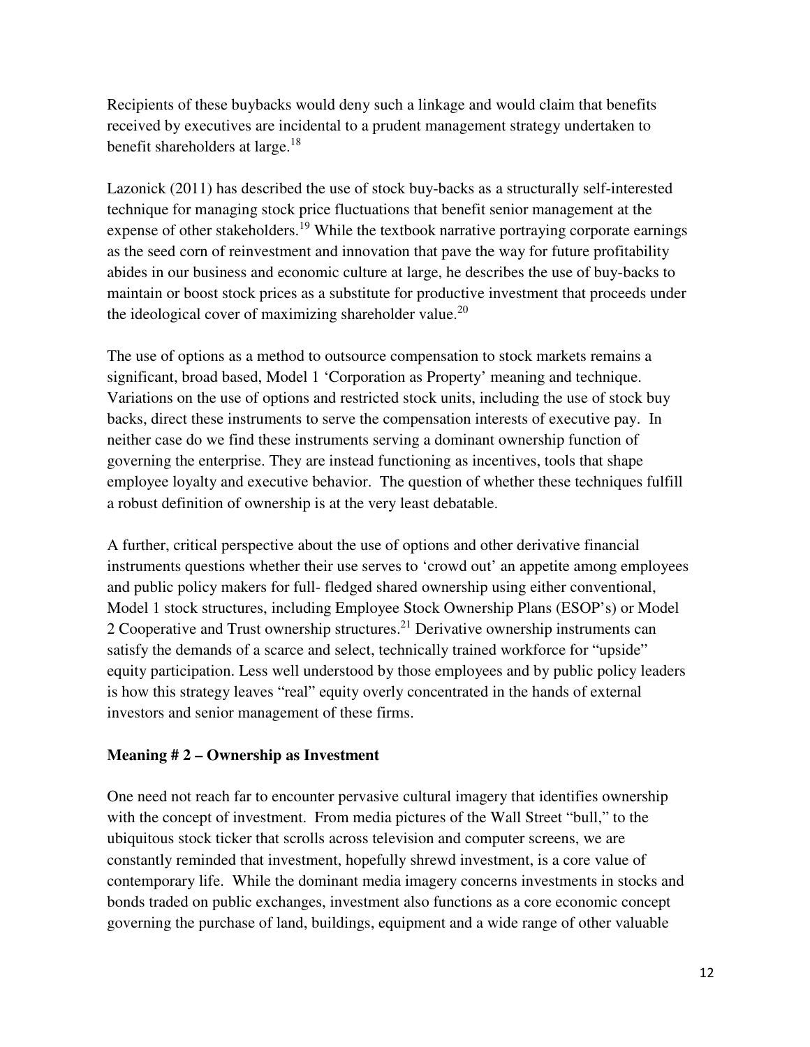Recipients of these buybacks would deny such a linkage and would claim that benefits received by executives are incidental to a prudent management strategy undertaken to benefit shareholders at large.[18]

Lazonick (2011) has described the use of stock buy-backs as a structurally self-interested technique for managing stock price fluctuations that benefit senior management at the expense of other stakeholders.[19] While the textbook narrative portraying corporate earnings as the seed corn of reinvestment and innovation that pave the way for future profitability abides in our business and economic culture at large, he describes the use of buy-backs to maintain or boost stock prices as a substitute for productive investment that proceeds under the ideological cover of maximizing shareholder value.[20]

The use of options as a method to outsource compensation to stock markets remains a significant, broad based, Model 1 'Corporation as Property' meaning and technique. Variations on the use of options and restricted stock units, including the use of stock buy backs, direct these instruments to serve the compensation interests of executive pay. In neither case do we find these instruments serving a dominant ownership function of governing the enterprise. They are instead functioning as incentives, tools that shape employee loyalty and executive behavior. The question of whether these techniques fulfill a robust definition of ownership is at the very least debatable.

A further, critical perspective about the use of options and other derivative financial instruments questions whether their use serves to 'crowd out' an appetite among employees and public policy makers for full- fledged shared ownership using either conventional, Model 1 stock structures, including Employee Stock Ownership Plans (ESOP's) or Model 2 Cooperative and Trust ownership structures.[21] Derivative ownership instruments can satisfy the demands of a scarce and select, technically trained workforce for "upside" equity participation. Less well understood by those employees and by public policy leaders is how this strategy leaves "real" equity overly concentrated in the hands of external investors and senior management of these firms.

**Meaning # 2 – Ownership as Investment**

One need not reach far to encounter pervasive cultural imagery that identifies ownership with the concept of investment. From media pictures of the Wall Street "bull," to the ubiquitous stock ticker that scrolls across television and computer screens, we are constantly reminded that investment, hopefully shrewd investment, is a core value of contemporary life. While the dominant media imagery concerns investments in stocks and bonds traded on public exchanges, investment also functions as a core economic concept governing the purchase of land, buildings, equipment and a wide range of other valuable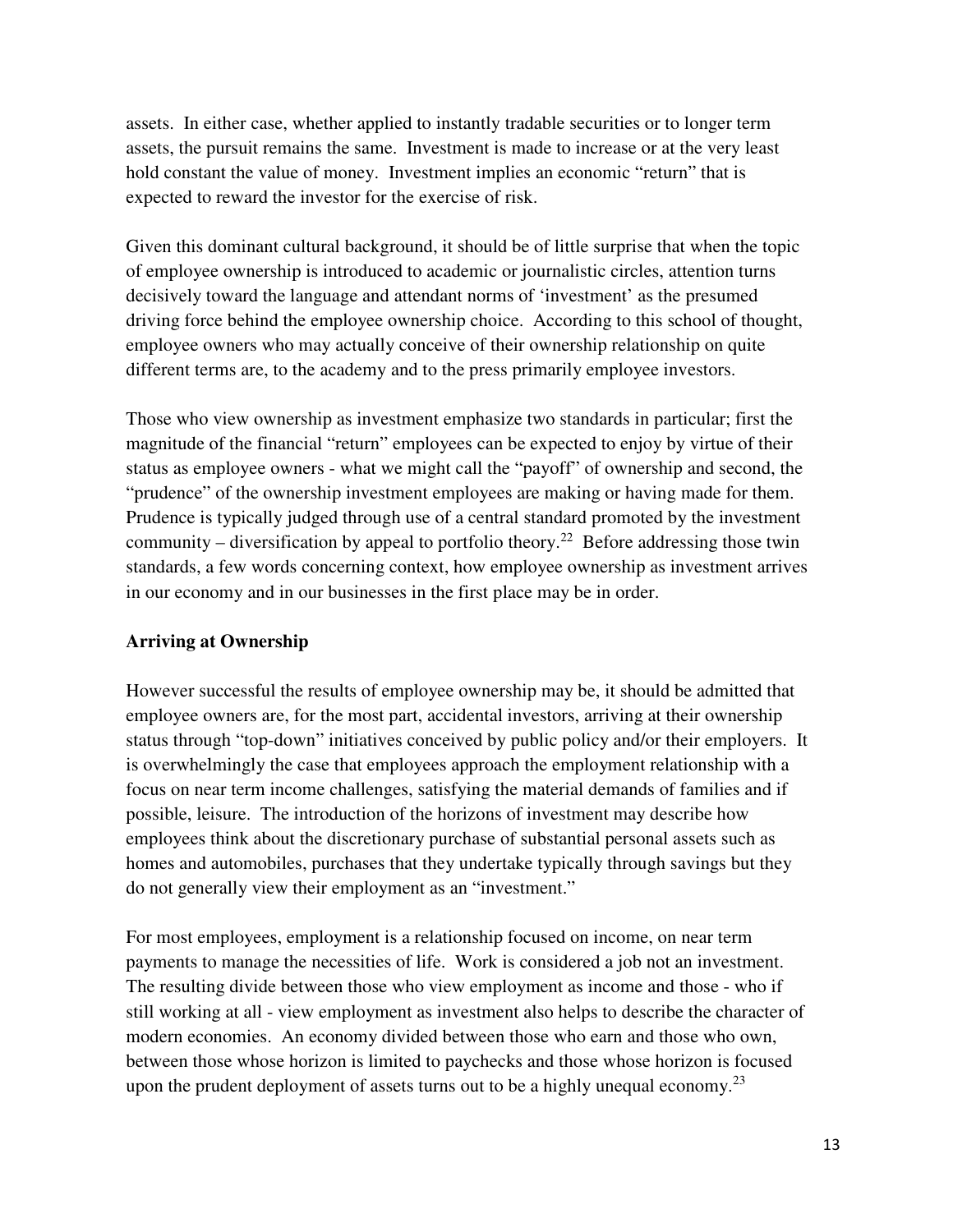assets. In either case, whether applied to instantly tradable securities or to longer term assets, the pursuit remains the same. Investment is made to increase or at the very least hold constant the value of money. Investment implies an economic "return" that is expected to reward the investor for the exercise of risk.

Given this dominant cultural background, it should be of little surprise that when the topic of employee ownership is introduced to academic or journalistic circles, attention turns decisively toward the language and attendant norms of 'investment' as the presumed driving force behind the employee ownership choice. According to this school of thought, employee owners who may actually conceive of their ownership relationship on quite different terms are, to the academy and to the press primarily employee investors.

Those who view ownership as investment emphasize two standards in particular; first the magnitude of the financial "return" employees can be expected to enjoy by virtue of their status as employee owners - what we might call the "payoff" of ownership and second, the "prudence" of the ownership investment employees are making or having made for them. Prudence is typically judged through use of a central standard promoted by the investment community – diversification by appeal to portfolio theory.[22] Before addressing those twin standards, a few words concerning context, how employee ownership as investment arrives in our economy and in our businesses in the first place may be in order.

## Arriving at Ownership

However successful the results of employee ownership may be, it should be admitted that employee owners are, for the most part, accidental investors, arriving at their ownership status through "top-down" initiatives conceived by public policy and/or their employers. It is overwhelmingly the case that employees approach the employment relationship with a focus on near term income challenges, satisfying the material demands of families and if possible, leisure. The introduction of the horizons of investment may describe how employees think about the discretionary purchase of substantial personal assets such as homes and automobiles, purchases that they undertake typically through savings but they do not generally view their employment as an "investment."

For most employees, employment is a relationship focused on income, on near term payments to manage the necessities of life. Work is considered a job not an investment. The resulting divide between those who view employment as income and those - who if still working at all - view employment as investment also helps to describe the character of modern economies. An economy divided between those who earn and those who own, between those whose horizon is limited to paychecks and those whose horizon is focused upon the prudent deployment of assets turns out to be a highly unequal economy.[23]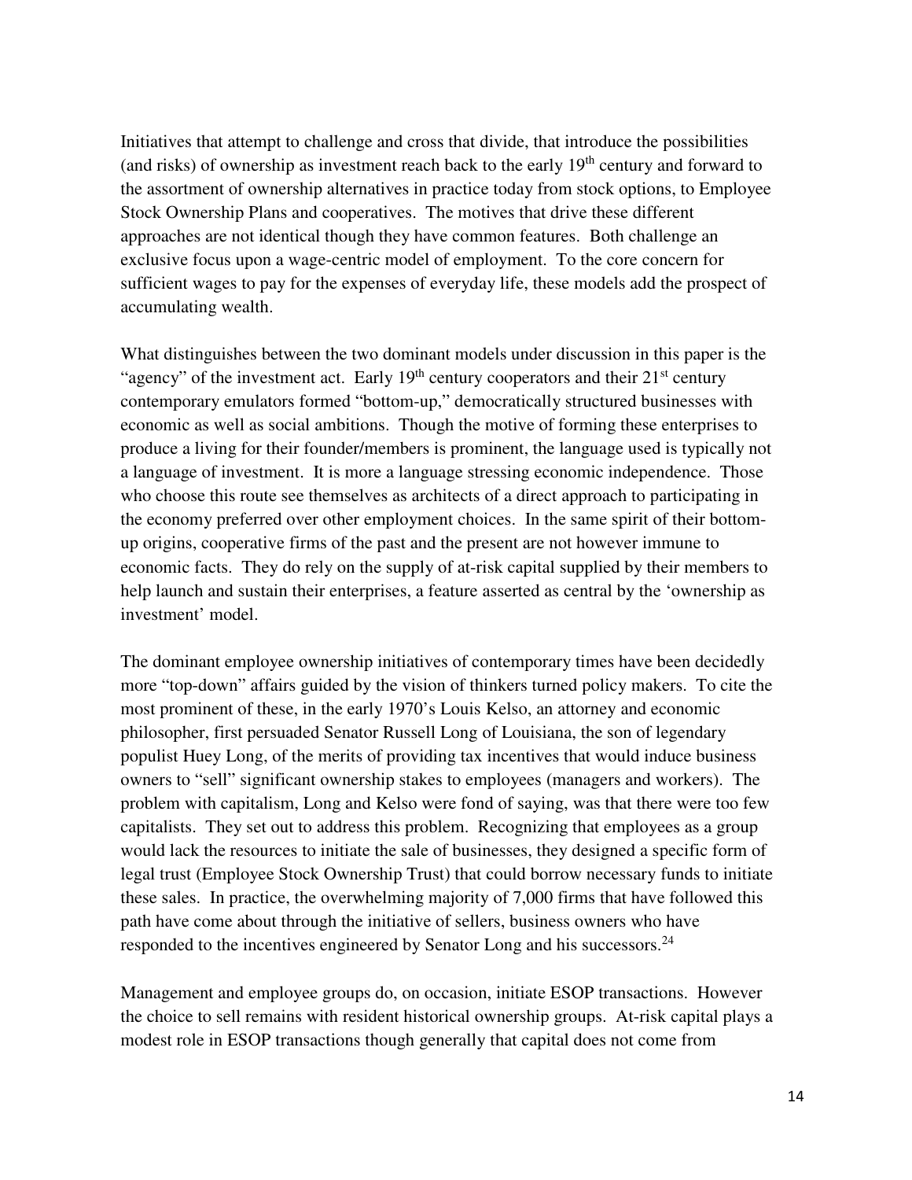Initiatives that attempt to challenge and cross that divide, that introduce the possibilities (and risks) of ownership as investment reach back to the early 19th century and forward to the assortment of ownership alternatives in practice today from stock options, to Employee Stock Ownership Plans and cooperatives. The motives that drive these different approaches are not identical though they have common features. Both challenge an exclusive focus upon a wage-centric model of employment. To the core concern for sufficient wages to pay for the expenses of everyday life, these models add the prospect of accumulating wealth.

What distinguishes between the two dominant models under discussion in this paper is the "agency" of the investment act. Early 19th century cooperators and their 21st century contemporary emulators formed "bottom-up," democratically structured businesses with economic as well as social ambitions. Though the motive of forming these enterprises to produce a living for their founder/members is prominent, the language used is typically not a language of investment. It is more a language stressing economic independence. Those who choose this route see themselves as architects of a direct approach to participating in the economy preferred over other employment choices. In the same spirit of their bottom-up origins, cooperative firms of the past and the present are not however immune to economic facts. They do rely on the supply of at-risk capital supplied by their members to help launch and sustain their enterprises, a feature asserted as central by the 'ownership as investment' model.

The dominant employee ownership initiatives of contemporary times have been decidedly more "top-down" affairs guided by the vision of thinkers turned policy makers. To cite the most prominent of these, in the early 1970's Louis Kelso, an attorney and economic philosopher, first persuaded Senator Russell Long of Louisiana, the son of legendary populist Huey Long, of the merits of providing tax incentives that would induce business owners to "sell" significant ownership stakes to employees (managers and workers). The problem with capitalism, Long and Kelso were fond of saying, was that there were too few capitalists. They set out to address this problem. Recognizing that employees as a group would lack the resources to initiate the sale of businesses, they designed a specific form of legal trust (Employee Stock Ownership Trust) that could borrow necessary funds to initiate these sales. In practice, the overwhelming majority of 7,000 firms that have followed this path have come about through the initiative of sellers, business owners who have responded to the incentives engineered by Senator Long and his successors.[24]

Management and employee groups do, on occasion, initiate ESOP transactions. However the choice to sell remains with resident historical ownership groups. At-risk capital plays a modest role in ESOP transactions though generally that capital does not come from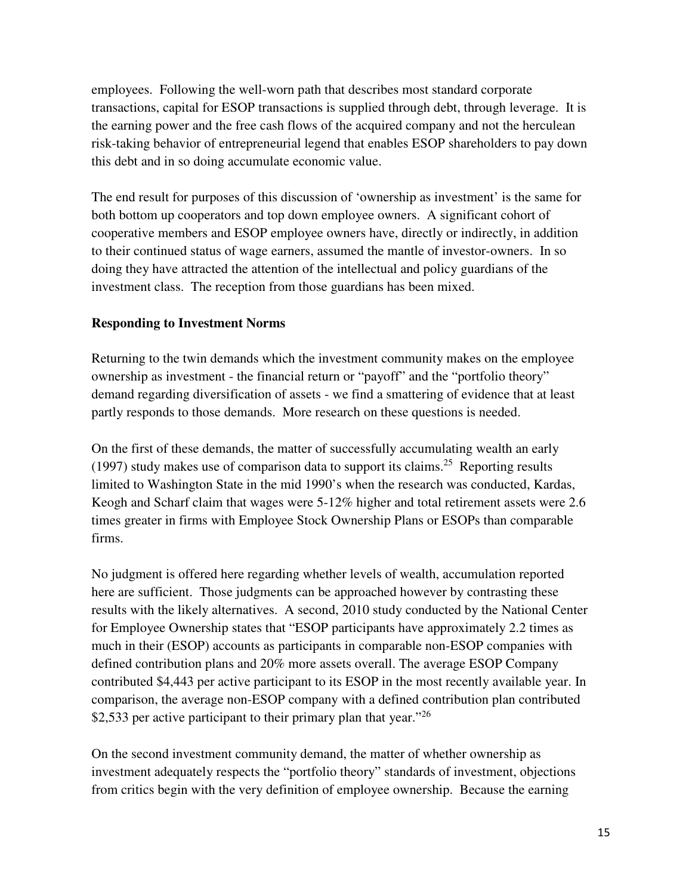employees. Following the well-worn path that describes most standard corporate transactions, capital for ESOP transactions is supplied through debt, through leverage. It is the earning power and the free cash flows of the acquired company and not the herculean risk-taking behavior of entrepreneurial legend that enables ESOP shareholders to pay down this debt and in so doing accumulate economic value.

The end result for purposes of this discussion of 'ownership as investment' is the same for both bottom up cooperators and top down employee owners. A significant cohort of cooperative members and ESOP employee owners have, directly or indirectly, in addition to their continued status of wage earners, assumed the mantle of investor-owners. In so doing they have attracted the attention of the intellectual and policy guardians of the investment class. The reception from those guardians has been mixed.

**Responding to Investment Norms**

Returning to the twin demands which the investment community makes on the employee ownership as investment - the financial return or "payoff" and the "portfolio theory" demand regarding diversification of assets - we find a smattering of evidence that at least partly responds to those demands. More research on these questions is needed.

On the first of these demands, the matter of successfully accumulating wealth an early (1997) study makes use of comparison data to support its claims.[25] Reporting results limited to Washington State in the mid 1990's when the research was conducted, Kardas, Keogh and Scharf claim that wages were 5-12% higher and total retirement assets were 2.6 times greater in firms with Employee Stock Ownership Plans or ESOPs than comparable firms.

No judgment is offered here regarding whether levels of wealth, accumulation reported here are sufficient. Those judgments can be approached however by contrasting these results with the likely alternatives. A second, 2010 study conducted by the National Center for Employee Ownership states that "ESOP participants have approximately 2.2 times as much in their (ESOP) accounts as participants in comparable non-ESOP companies with defined contribution plans and 20% more assets overall. The average ESOP Company contributed $4,443 per active participant to its ESOP in the most recently available year. In comparison, the average non-ESOP company with a defined contribution plan contributed $2,533 per active participant to their primary plan that year."[26]

On the second investment community demand, the matter of whether ownership as investment adequately respects the "portfolio theory" standards of investment, objections from critics begin with the very definition of employee ownership. Because the earning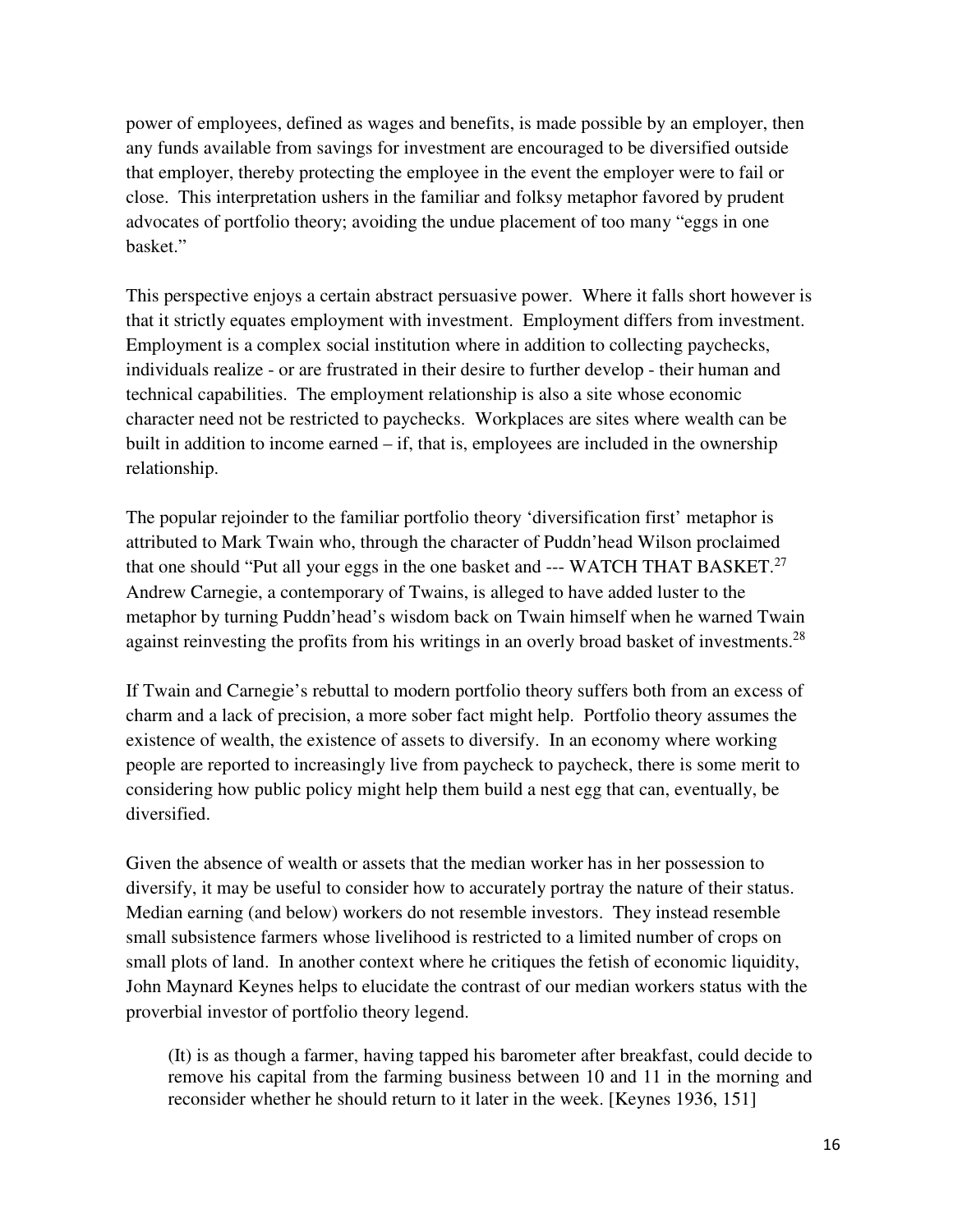power of employees, defined as wages and benefits, is made possible by an employer, then any funds available from savings for investment are encouraged to be diversified outside that employer, thereby protecting the employee in the event the employer were to fail or close. This interpretation ushers in the familiar and folksy metaphor favored by prudent advocates of portfolio theory; avoiding the undue placement of too many "eggs in one basket."

This perspective enjoys a certain abstract persuasive power. Where it falls short however is that it strictly equates employment with investment. Employment differs from investment. Employment is a complex social institution where in addition to collecting paychecks, individuals realize - or are frustrated in their desire to further develop - their human and technical capabilities. The employment relationship is also a site whose economic character need not be restricted to paychecks. Workplaces are sites where wealth can be built in addition to income earned – if, that is, employees are included in the ownership relationship.

The popular rejoinder to the familiar portfolio theory 'diversification first' metaphor is attributed to Mark Twain who, through the character of Puddn'head Wilson proclaimed that one should "Put all your eggs in the one basket and --- WATCH THAT BASKET.[27] Andrew Carnegie, a contemporary of Twains, is alleged to have added luster to the metaphor by turning Puddn'head's wisdom back on Twain himself when he warned Twain against reinvesting the profits from his writings in an overly broad basket of investments.[28]

If Twain and Carnegie's rebuttal to modern portfolio theory suffers both from an excess of charm and a lack of precision, a more sober fact might help. Portfolio theory assumes the existence of wealth, the existence of assets to diversify. In an economy where working people are reported to increasingly live from paycheck to paycheck, there is some merit to considering how public policy might help them build a nest egg that can, eventually, be diversified.

Given the absence of wealth or assets that the median worker has in her possession to diversify, it may be useful to consider how to accurately portray the nature of their status. Median earning (and below) workers do not resemble investors. They instead resemble small subsistence farmers whose livelihood is restricted to a limited number of crops on small plots of land. In another context where he critiques the fetish of economic liquidity, John Maynard Keynes helps to elucidate the contrast of our median workers status with the proverbial investor of portfolio theory legend.

> (It) is as though a farmer, having tapped his barometer after breakfast, could decide to remove his capital from the farming business between 10 and 11 in the morning and reconsider whether he should return to it later in the week. [Keynes 1936, 151]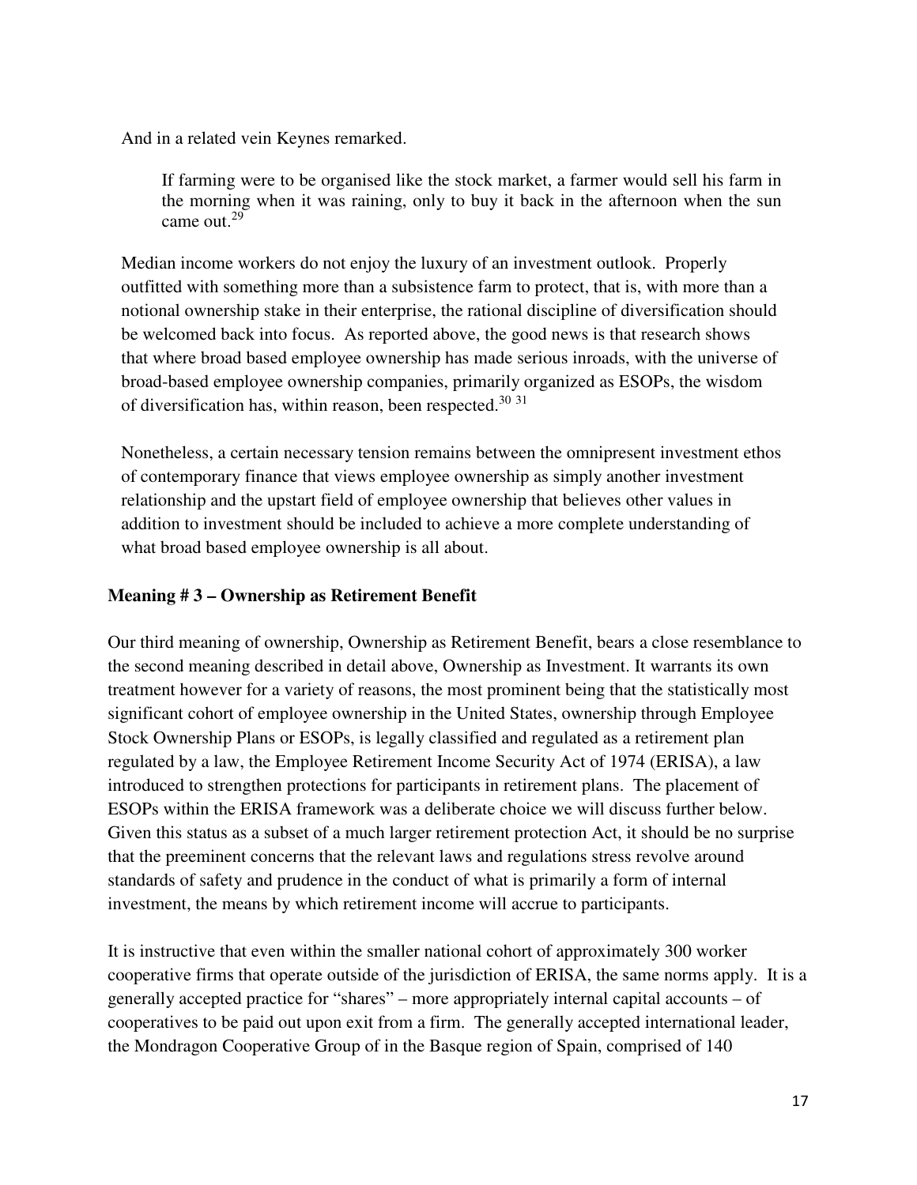And in a related vein Keynes remarked.

> If farming were to be organised like the stock market, a farmer would sell his farm in the morning when it was raining, only to buy it back in the afternoon when the sun came out.[29]

Median income workers do not enjoy the luxury of an investment outlook. Properly outfitted with something more than a subsistence farm to protect, that is, with more than a notional ownership stake in their enterprise, the rational discipline of diversification should be welcomed back into focus. As reported above, the good news is that research shows that where broad based employee ownership has made serious inroads, with the universe of broad-based employee ownership companies, primarily organized as ESOPs, the wisdom of diversification has, within reason, been respected.[30] [31]

Nonetheless, a certain necessary tension remains between the omnipresent investment ethos of contemporary finance that views employee ownership as simply another investment relationship and the upstart field of employee ownership that believes other values in addition to investment should be included to achieve a more complete understanding of what broad based employee ownership is all about.

**Meaning # 3 – Ownership as Retirement Benefit**

Our third meaning of ownership, Ownership as Retirement Benefit, bears a close resemblance to the second meaning described in detail above, Ownership as Investment. It warrants its own treatment however for a variety of reasons, the most prominent being that the statistically most significant cohort of employee ownership in the United States, ownership through Employee Stock Ownership Plans or ESOPs, is legally classified and regulated as a retirement plan regulated by a law, the Employee Retirement Income Security Act of 1974 (ERISA), a law introduced to strengthen protections for participants in retirement plans. The placement of ESOPs within the ERISA framework was a deliberate choice we will discuss further below. Given this status as a subset of a much larger retirement protection Act, it should be no surprise that the preeminent concerns that the relevant laws and regulations stress revolve around standards of safety and prudence in the conduct of what is primarily a form of internal investment, the means by which retirement income will accrue to participants.

It is instructive that even within the smaller national cohort of approximately 300 worker cooperative firms that operate outside of the jurisdiction of ERISA, the same norms apply. It is a generally accepted practice for "shares" – more appropriately internal capital accounts – of cooperatives to be paid out upon exit from a firm. The generally accepted international leader, the Mondragon Cooperative Group of in the Basque region of Spain, comprised of 140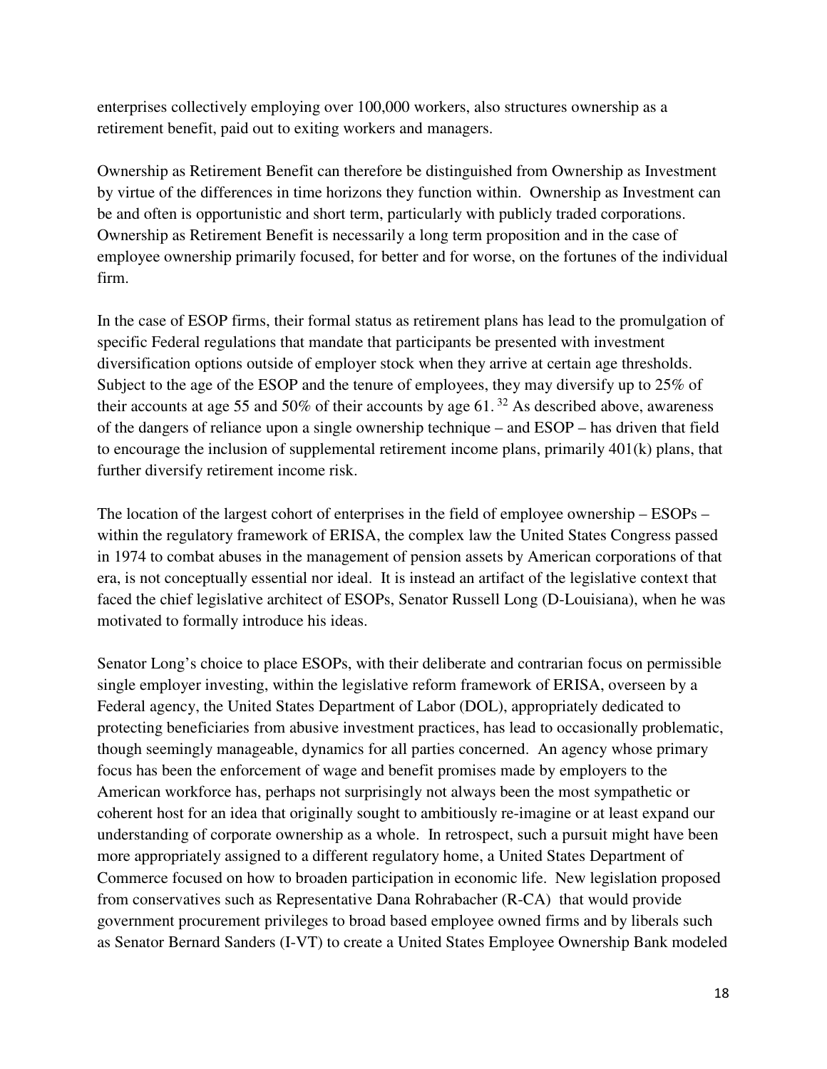enterprises collectively employing over 100,000 workers, also structures ownership as a retirement benefit, paid out to exiting workers and managers.

Ownership as Retirement Benefit can therefore be distinguished from Ownership as Investment by virtue of the differences in time horizons they function within. Ownership as Investment can be and often is opportunistic and short term, particularly with publicly traded corporations. Ownership as Retirement Benefit is necessarily a long term proposition and in the case of employee ownership primarily focused, for better and for worse, on the fortunes of the individual firm.

In the case of ESOP firms, their formal status as retirement plans has lead to the promulgation of specific Federal regulations that mandate that participants be presented with investment diversification options outside of employer stock when they arrive at certain age thresholds. Subject to the age of the ESOP and the tenure of employees, they may diversify up to 25% of their accounts at age 55 and 50% of their accounts by age 61.[32] As described above, awareness of the dangers of reliance upon a single ownership technique – and ESOP – has driven that field to encourage the inclusion of supplemental retirement income plans, primarily 401(k) plans, that further diversify retirement income risk.

The location of the largest cohort of enterprises in the field of employee ownership – ESOPs – within the regulatory framework of ERISA, the complex law the United States Congress passed in 1974 to combat abuses in the management of pension assets by American corporations of that era, is not conceptually essential nor ideal. It is instead an artifact of the legislative context that faced the chief legislative architect of ESOPs, Senator Russell Long (D-Louisiana), when he was motivated to formally introduce his ideas.

Senator Long's choice to place ESOPs, with their deliberate and contrarian focus on permissible single employer investing, within the legislative reform framework of ERISA, overseen by a Federal agency, the United States Department of Labor (DOL), appropriately dedicated to protecting beneficiaries from abusive investment practices, has lead to occasionally problematic, though seemingly manageable, dynamics for all parties concerned. An agency whose primary focus has been the enforcement of wage and benefit promises made by employers to the American workforce has, perhaps not surprisingly not always been the most sympathetic or coherent host for an idea that originally sought to ambitiously re-imagine or at least expand our understanding of corporate ownership as a whole. In retrospect, such a pursuit might have been more appropriately assigned to a different regulatory home, a United States Department of Commerce focused on how to broaden participation in economic life. New legislation proposed from conservatives such as Representative Dana Rohrabacher (R-CA) that would provide government procurement privileges to broad based employee owned firms and by liberals such as Senator Bernard Sanders (I-VT) to create a United States Employee Ownership Bank modeled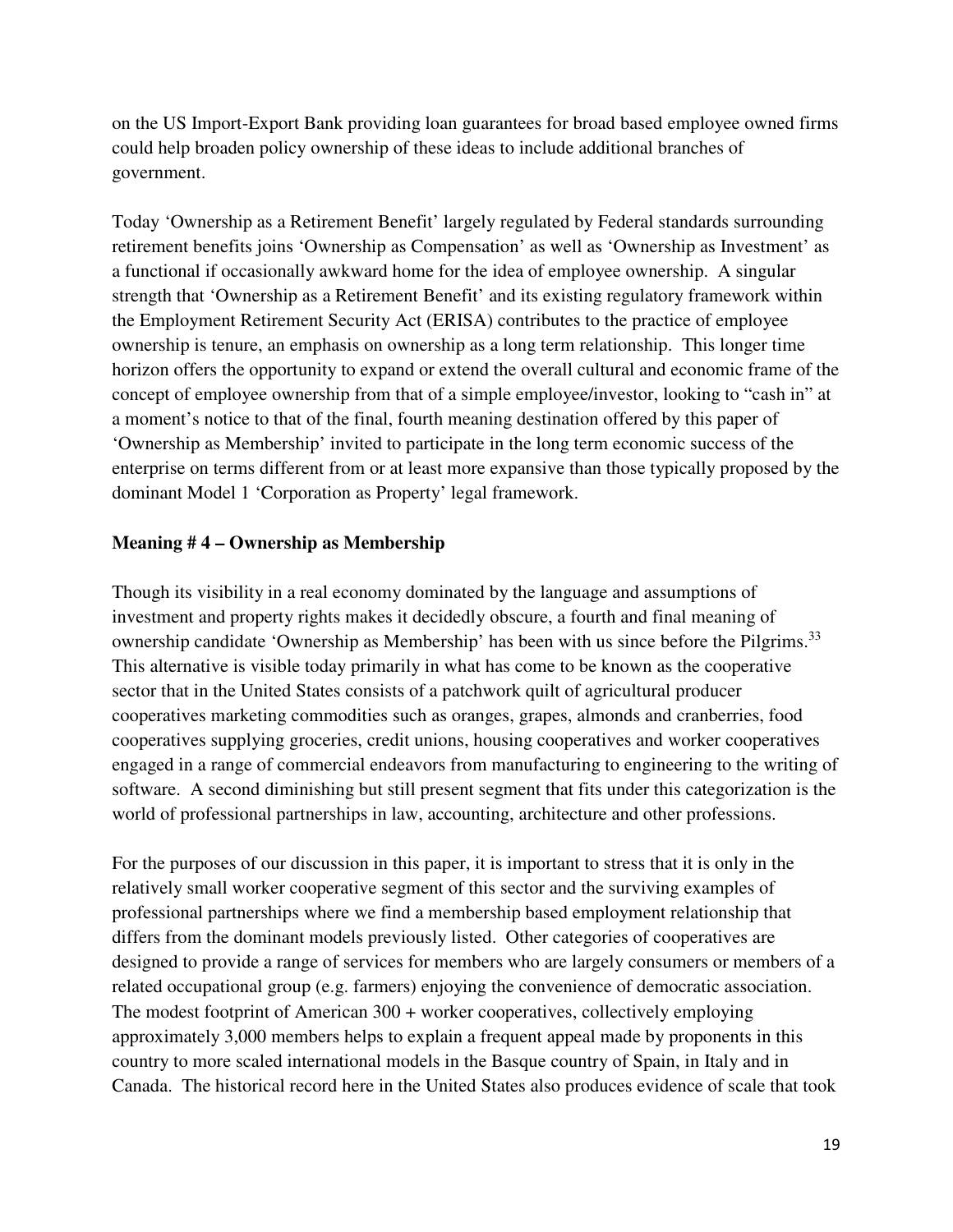on the US Import-Export Bank providing loan guarantees for broad based employee owned firms could help broaden policy ownership of these ideas to include additional branches of government.

Today 'Ownership as a Retirement Benefit' largely regulated by Federal standards surrounding retirement benefits joins 'Ownership as Compensation' as well as 'Ownership as Investment' as a functional if occasionally awkward home for the idea of employee ownership. A singular strength that 'Ownership as a Retirement Benefit' and its existing regulatory framework within the Employment Retirement Security Act (ERISA) contributes to the practice of employee ownership is tenure, an emphasis on ownership as a long term relationship. This longer time horizon offers the opportunity to expand or extend the overall cultural and economic frame of the concept of employee ownership from that of a simple employee/investor, looking to "cash in" at a moment's notice to that of the final, fourth meaning destination offered by this paper of 'Ownership as Membership' invited to participate in the long term economic success of the enterprise on terms different from or at least more expansive than those typically proposed by the dominant Model 1 'Corporation as Property' legal framework.

**Meaning # 4 – Ownership as Membership**

Though its visibility in a real economy dominated by the language and assumptions of investment and property rights makes it decidedly obscure, a fourth and final meaning of ownership candidate 'Ownership as Membership' has been with us since before the Pilgrims.[33] This alternative is visible today primarily in what has come to be known as the cooperative sector that in the United States consists of a patchwork quilt of agricultural producer cooperatives marketing commodities such as oranges, grapes, almonds and cranberries, food cooperatives supplying groceries, credit unions, housing cooperatives and worker cooperatives engaged in a range of commercial endeavors from manufacturing to engineering to the writing of software. A second diminishing but still present segment that fits under this categorization is the world of professional partnerships in law, accounting, architecture and other professions.

For the purposes of our discussion in this paper, it is important to stress that it is only in the relatively small worker cooperative segment of this sector and the surviving examples of professional partnerships where we find a membership based employment relationship that differs from the dominant models previously listed. Other categories of cooperatives are designed to provide a range of services for members who are largely consumers or members of a related occupational group (e.g. farmers) enjoying the convenience of democratic association. The modest footprint of American 300 + worker cooperatives, collectively employing approximately 3,000 members helps to explain a frequent appeal made by proponents in this country to more scaled international models in the Basque country of Spain, in Italy and in Canada. The historical record here in the United States also produces evidence of scale that took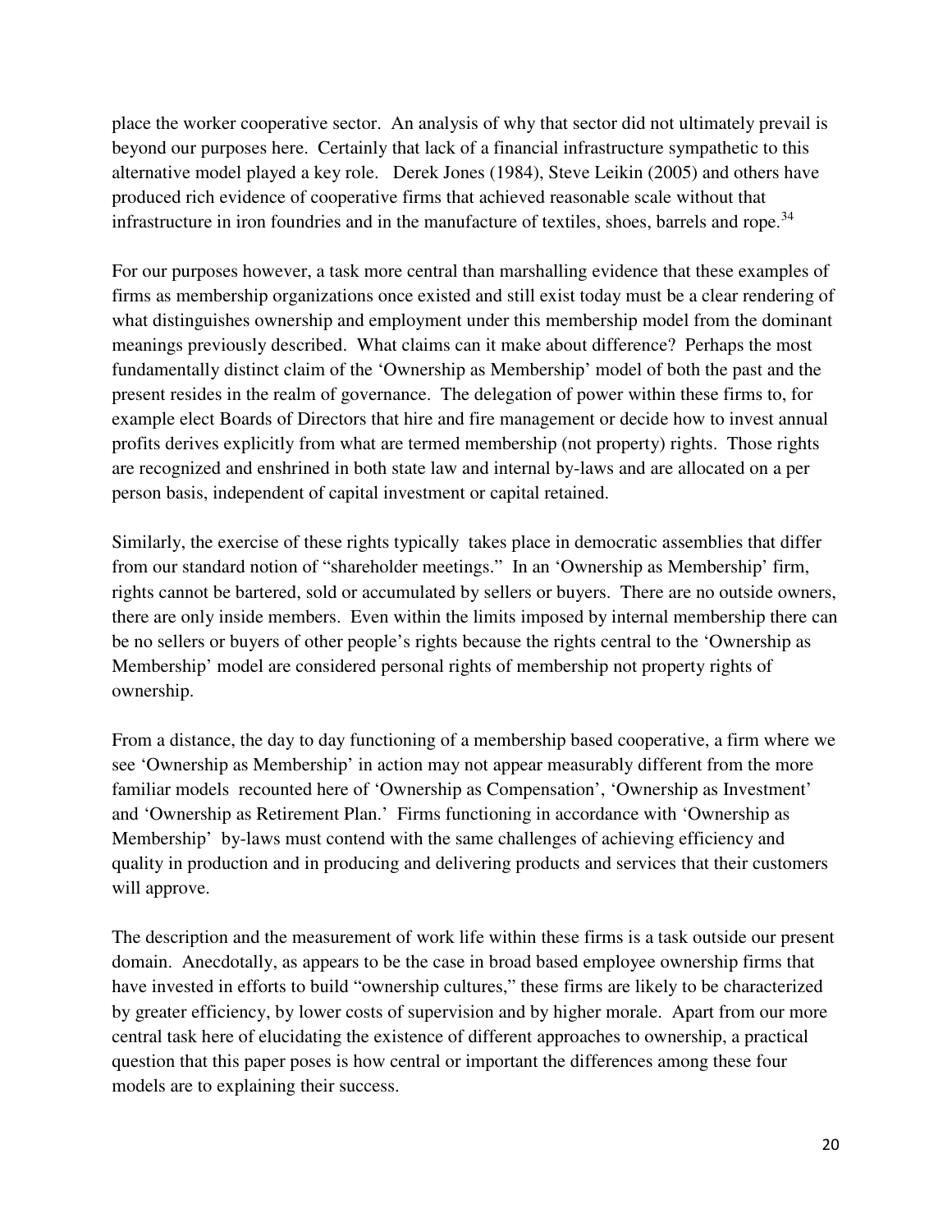place the worker cooperative sector. An analysis of why that sector did not ultimately prevail is beyond our purposes here. Certainly that lack of a financial infrastructure sympathetic to this alternative model played a key role. Derek Jones (1984), Steve Leikin (2005) and others have produced rich evidence of cooperative firms that achieved reasonable scale without that infrastructure in iron foundries and in the manufacture of textiles, shoes, barrels and rope.[34]

For our purposes however, a task more central than marshalling evidence that these examples of firms as membership organizations once existed and still exist today must be a clear rendering of what distinguishes ownership and employment under this membership model from the dominant meanings previously described. What claims can it make about difference? Perhaps the most fundamentally distinct claim of the 'Ownership as Membership' model of both the past and the present resides in the realm of governance. The delegation of power within these firms to, for example elect Boards of Directors that hire and fire management or decide how to invest annual profits derives explicitly from what are termed membership (not property) rights. Those rights are recognized and enshrined in both state law and internal by-laws and are allocated on a per person basis, independent of capital investment or capital retained.

Similarly, the exercise of these rights typically takes place in democratic assemblies that differ from our standard notion of "shareholder meetings." In an 'Ownership as Membership' firm, rights cannot be bartered, sold or accumulated by sellers or buyers. There are no outside owners, there are only inside members. Even within the limits imposed by internal membership there can be no sellers or buyers of other people's rights because the rights central to the 'Ownership as Membership' model are considered personal rights of membership not property rights of ownership.

From a distance, the day to day functioning of a membership based cooperative, a firm where we see 'Ownership as Membership' in action may not appear measurably different from the more familiar models recounted here of 'Ownership as Compensation', 'Ownership as Investment' and 'Ownership as Retirement Plan.' Firms functioning in accordance with 'Ownership as Membership' by-laws must contend with the same challenges of achieving efficiency and quality in production and in producing and delivering products and services that their customers will approve.

The description and the measurement of work life within these firms is a task outside our present domain. Anecdotally, as appears to be the case in broad based employee ownership firms that have invested in efforts to build "ownership cultures," these firms are likely to be characterized by greater efficiency, by lower costs of supervision and by higher morale. Apart from our more central task here of elucidating the existence of different approaches to ownership, a practical question that this paper poses is how central or important the differences among these four models are to explaining their success.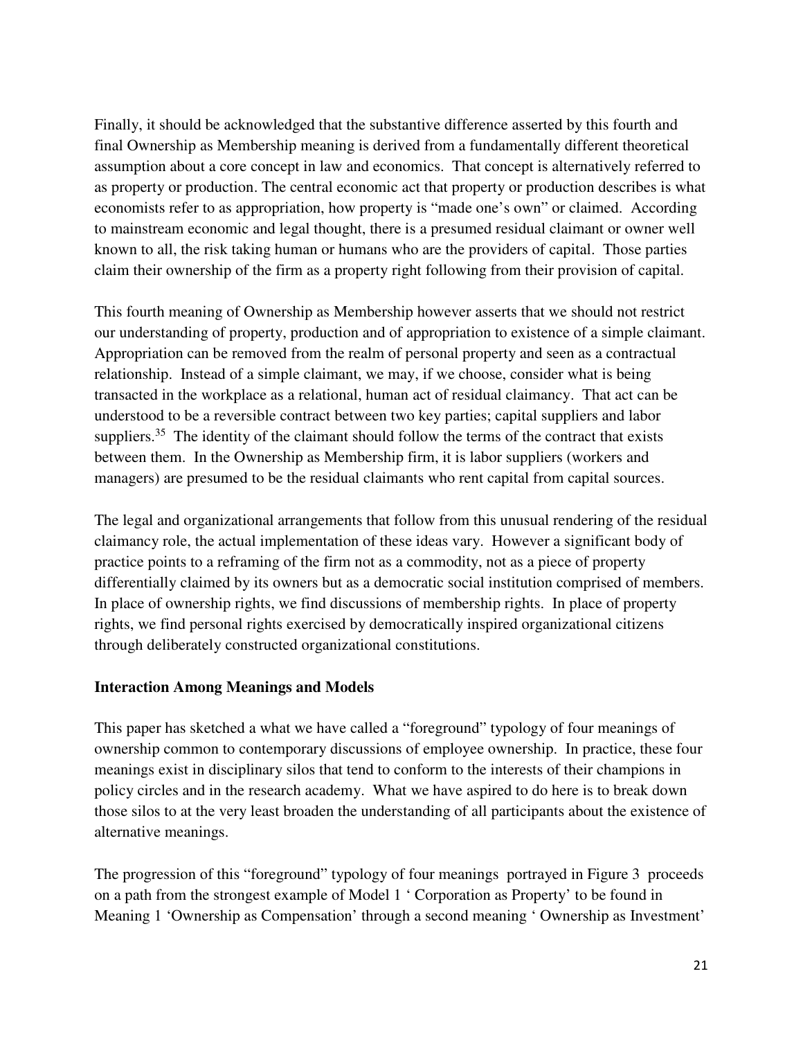Finally, it should be acknowledged that the substantive difference asserted by this fourth and final Ownership as Membership meaning is derived from a fundamentally different theoretical assumption about a core concept in law and economics. That concept is alternatively referred to as property or production. The central economic act that property or production describes is what economists refer to as appropriation, how property is "made one's own" or claimed. According to mainstream economic and legal thought, there is a presumed residual claimant or owner well known to all, the risk taking human or humans who are the providers of capital. Those parties claim their ownership of the firm as a property right following from their provision of capital.

This fourth meaning of Ownership as Membership however asserts that we should not restrict our understanding of property, production and of appropriation to existence of a simple claimant. Appropriation can be removed from the realm of personal property and seen as a contractual relationship. Instead of a simple claimant, we may, if we choose, consider what is being transacted in the workplace as a relational, human act of residual claimancy. That act can be understood to be a reversible contract between two key parties; capital suppliers and labor suppliers.[35] The identity of the claimant should follow the terms of the contract that exists between them. In the Ownership as Membership firm, it is labor suppliers (workers and managers) are presumed to be the residual claimants who rent capital from capital sources.

The legal and organizational arrangements that follow from this unusual rendering of the residual claimancy role, the actual implementation of these ideas vary. However a significant body of practice points to a reframing of the firm not as a commodity, not as a piece of property differentially claimed by its owners but as a democratic social institution comprised of members. In place of ownership rights, we find discussions of membership rights. In place of property rights, we find personal rights exercised by democratically inspired organizational citizens through deliberately constructed organizational constitutions.

**Interaction Among Meanings and Models**

This paper has sketched a what we have called a "foreground" typology of four meanings of ownership common to contemporary discussions of employee ownership. In practice, these four meanings exist in disciplinary silos that tend to conform to the interests of their champions in policy circles and in the research academy. What we have aspired to do here is to break down those silos to at the very least broaden the understanding of all participants about the existence of alternative meanings.

The progression of this "foreground" typology of four meanings portrayed in Figure 3 proceeds on a path from the strongest example of Model 1 ' Corporation as Property' to be found in Meaning 1 'Ownership as Compensation' through a second meaning ' Ownership as Investment'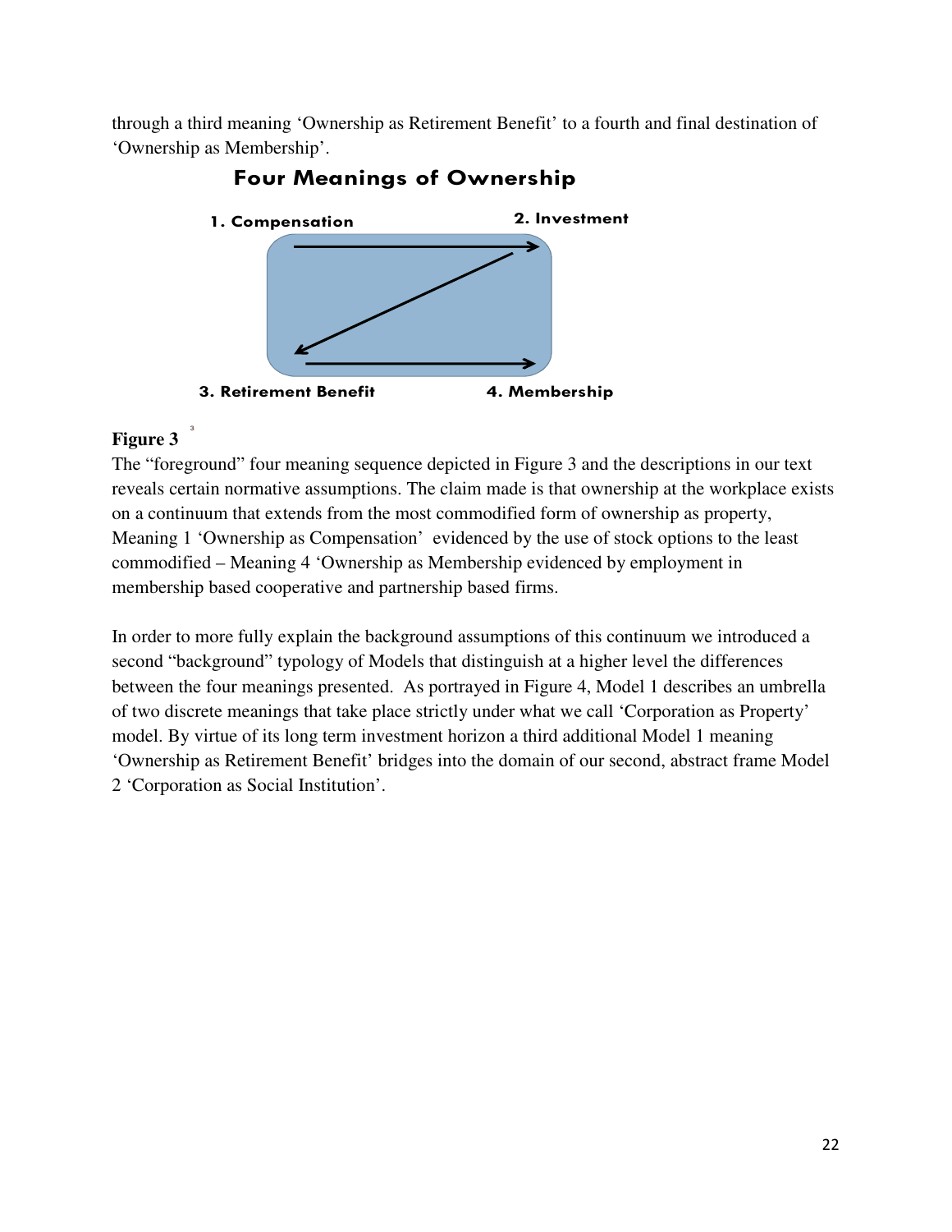through a third meaning 'Ownership as Retirement Benefit' to a fourth and final destination of 'Ownership as Membership'.

**Four Meanings of Ownership**

**1. Compensation** | **2. Investment** | **3. Retirement Benefit** | **4. Membership**

**Figure 3** [3]

The "foreground" four meaning sequence depicted in Figure 3 and the descriptions in our text reveals certain normative assumptions. The claim made is that ownership at the workplace exists on a continuum that extends from the most commodified form of ownership as property, Meaning 1 'Ownership as Compensation' evidenced by the use of stock options to the least commodified – Meaning 4 'Ownership as Membership evidenced by employment in membership based cooperative and partnership based firms.

In order to more fully explain the background assumptions of this continuum we introduced a second "background" typology of Models that distinguish at a higher level the differences between the four meanings presented. As portrayed in Figure 4, Model 1 describes an umbrella of two discrete meanings that take place strictly under what we call 'Corporation as Property' model. By virtue of its long term investment horizon a third additional Model 1 meaning 'Ownership as Retirement Benefit' bridges into the domain of our second, abstract frame Model 2 'Corporation as Social Institution'.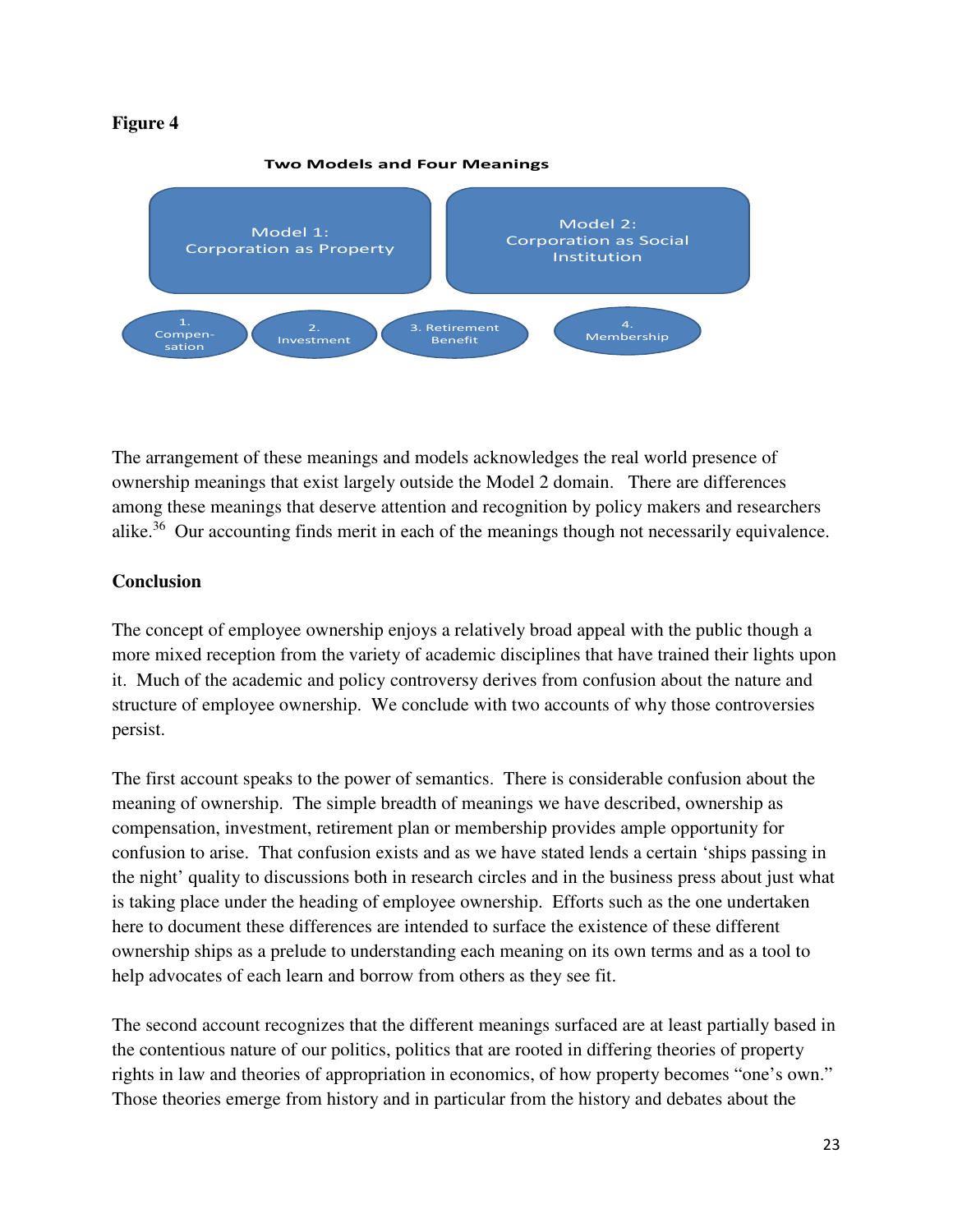**Figure 4**

**Two Models and Four Meanings**

Model 1: Corporation as Property

Model 2: Corporation as Social Institution

1. Compen-sation

2. Investment

3. Retirement Benefit

4. Membership

The arrangement of these meanings and models acknowledges the real world presence of ownership meanings that exist largely outside the Model 2 domain. There are differences among these meanings that deserve attention and recognition by policy makers and researchers alike.[36] Our accounting finds merit in each of the meanings though not necessarily equivalence.

**Conclusion**

The concept of employee ownership enjoys a relatively broad appeal with the public though a more mixed reception from the variety of academic disciplines that have trained their lights upon it. Much of the academic and policy controversy derives from confusion about the nature and structure of employee ownership. We conclude with two accounts of why those controversies persist.

The first account speaks to the power of semantics. There is considerable confusion about the meaning of ownership. The simple breadth of meanings we have described, ownership as compensation, investment, retirement plan or membership provides ample opportunity for confusion to arise. That confusion exists and as we have stated lends a certain 'ships passing in the night' quality to discussions both in research circles and in the business press about just what is taking place under the heading of employee ownership. Efforts such as the one undertaken here to document these differences are intended to surface the existence of these different ownership ships as a prelude to understanding each meaning on its own terms and as a tool to help advocates of each learn and borrow from others as they see fit.

The second account recognizes that the different meanings surfaced are at least partially based in the contentious nature of our politics, politics that are rooted in differing theories of property rights in law and theories of appropriation in economics, of how property becomes "one's own." Those theories emerge from history and in particular from the history and debates about the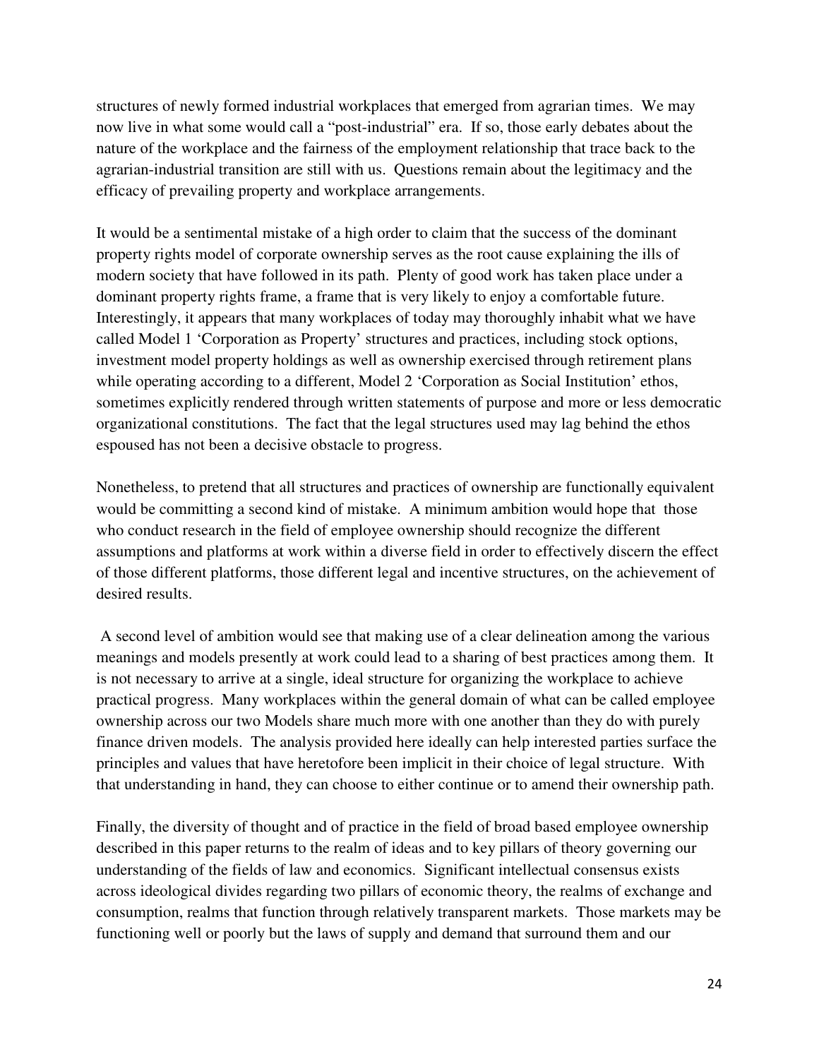structures of newly formed industrial workplaces that emerged from agrarian times. We may now live in what some would call a "post-industrial" era. If so, those early debates about the nature of the workplace and the fairness of the employment relationship that trace back to the agrarian-industrial transition are still with us. Questions remain about the legitimacy and the efficacy of prevailing property and workplace arrangements.

It would be a sentimental mistake of a high order to claim that the success of the dominant property rights model of corporate ownership serves as the root cause explaining the ills of modern society that have followed in its path. Plenty of good work has taken place under a dominant property rights frame, a frame that is very likely to enjoy a comfortable future. Interestingly, it appears that many workplaces of today may thoroughly inhabit what we have called Model 1 'Corporation as Property' structures and practices, including stock options, investment model property holdings as well as ownership exercised through retirement plans while operating according to a different, Model 2 'Corporation as Social Institution' ethos, sometimes explicitly rendered through written statements of purpose and more or less democratic organizational constitutions. The fact that the legal structures used may lag behind the ethos espoused has not been a decisive obstacle to progress.

Nonetheless, to pretend that all structures and practices of ownership are functionally equivalent would be committing a second kind of mistake. A minimum ambition would hope that those who conduct research in the field of employee ownership should recognize the different assumptions and platforms at work within a diverse field in order to effectively discern the effect of those different platforms, those different legal and incentive structures, on the achievement of desired results.

A second level of ambition would see that making use of a clear delineation among the various meanings and models presently at work could lead to a sharing of best practices among them. It is not necessary to arrive at a single, ideal structure for organizing the workplace to achieve practical progress. Many workplaces within the general domain of what can be called employee ownership across our two Models share much more with one another than they do with purely finance driven models. The analysis provided here ideally can help interested parties surface the principles and values that have heretofore been implicit in their choice of legal structure. With that understanding in hand, they can choose to either continue or to amend their ownership path.

Finally, the diversity of thought and of practice in the field of broad based employee ownership described in this paper returns to the realm of ideas and to key pillars of theory governing our understanding of the fields of law and economics. Significant intellectual consensus exists across ideological divides regarding two pillars of economic theory, the realms of exchange and consumption, realms that function through relatively transparent markets. Those markets may be functioning well or poorly but the laws of supply and demand that surround them and our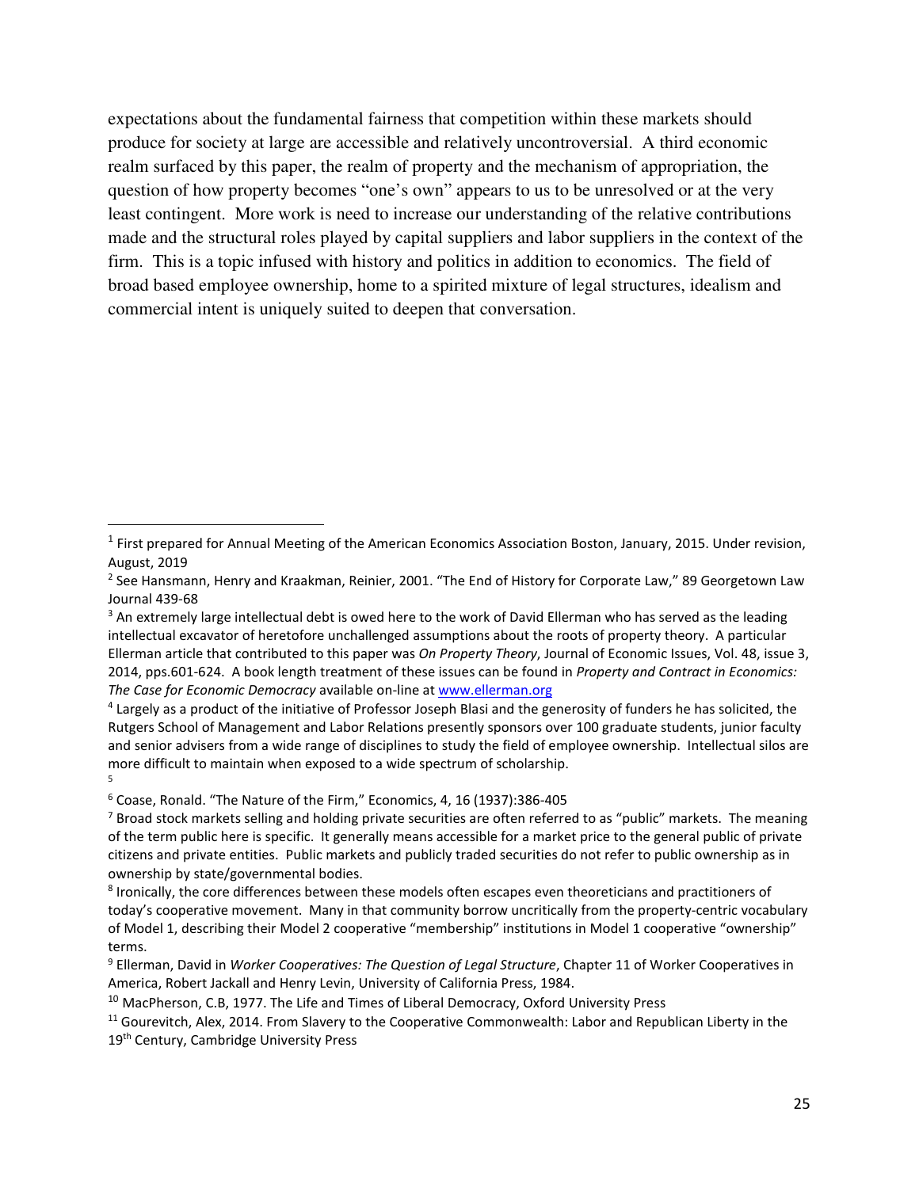expectations about the fundamental fairness that competition within these markets should produce for society at large are accessible and relatively uncontroversial. A third economic realm surfaced by this paper, the realm of property and the mechanism of appropriation, the question of how property becomes "one's own" appears to us to be unresolved or at the very least contingent. More work is need to increase our understanding of the relative contributions made and the structural roles played by capital suppliers and labor suppliers in the context of the firm. This is a topic infused with history and politics in addition to economics. The field of broad based employee ownership, home to a spirited mixture of legal structures, idealism and commercial intent is uniquely suited to deepen that conversation.

---

[1] First prepared for Annual Meeting of the American Economics Association Boston, January, 2015. Under revision, August, 2019

[2] See Hansmann, Henry and Kraakman, Reinier, 2001. "The End of History for Corporate Law," 89 Georgetown Law Journal 439-68

[3] An extremely large intellectual debt is owed here to the work of David Ellerman who has served as the leading intellectual excavator of heretofore unchallenged assumptions about the roots of property theory. A particular Ellerman article that contributed to this paper was *On Property Theory*, Journal of Economic Issues, Vol. 48, issue 3, 2014, pps.601-624. A book length treatment of these issues can be found in *Property and Contract in Economics: The Case for Economic Democracy* available on-line at www.ellerman.org

[4] Largely as a product of the initiative of Professor Joseph Blasi and the generosity of funders he has solicited, the Rutgers School of Management and Labor Relations presently sponsors over 100 graduate students, junior faculty and senior advisers from a wide range of disciplines to study the field of employee ownership. Intellectual silos are more difficult to maintain when exposed to a wide spectrum of scholarship.

[5]

[6] Coase, Ronald. "The Nature of the Firm," Economics, 4, 16 (1937):386-405

[7] Broad stock markets selling and holding private securities are often referred to as "public" markets. The meaning of the term public here is specific. It generally means accessible for a market price to the general public of private citizens and private entities. Public markets and publicly traded securities do not refer to public ownership as in ownership by state/governmental bodies.

[8] Ironically, the core differences between these models often escapes even theoreticians and practitioners of today's cooperative movement. Many in that community borrow uncritically from the property-centric vocabulary of Model 1, describing their Model 2 cooperative "membership" institutions in Model 1 cooperative "ownership" terms.

[9] Ellerman, David in *Worker Cooperatives: The Question of Legal Structure*, Chapter 11 of Worker Cooperatives in America, Robert Jackall and Henry Levin, University of California Press, 1984.

[10] MacPherson, C.B, 1977. The Life and Times of Liberal Democracy, Oxford University Press

[11] Gourevitch, Alex, 2014. From Slavery to the Cooperative Commonwealth: Labor and Republican Liberty in the 19th Century, Cambridge University Press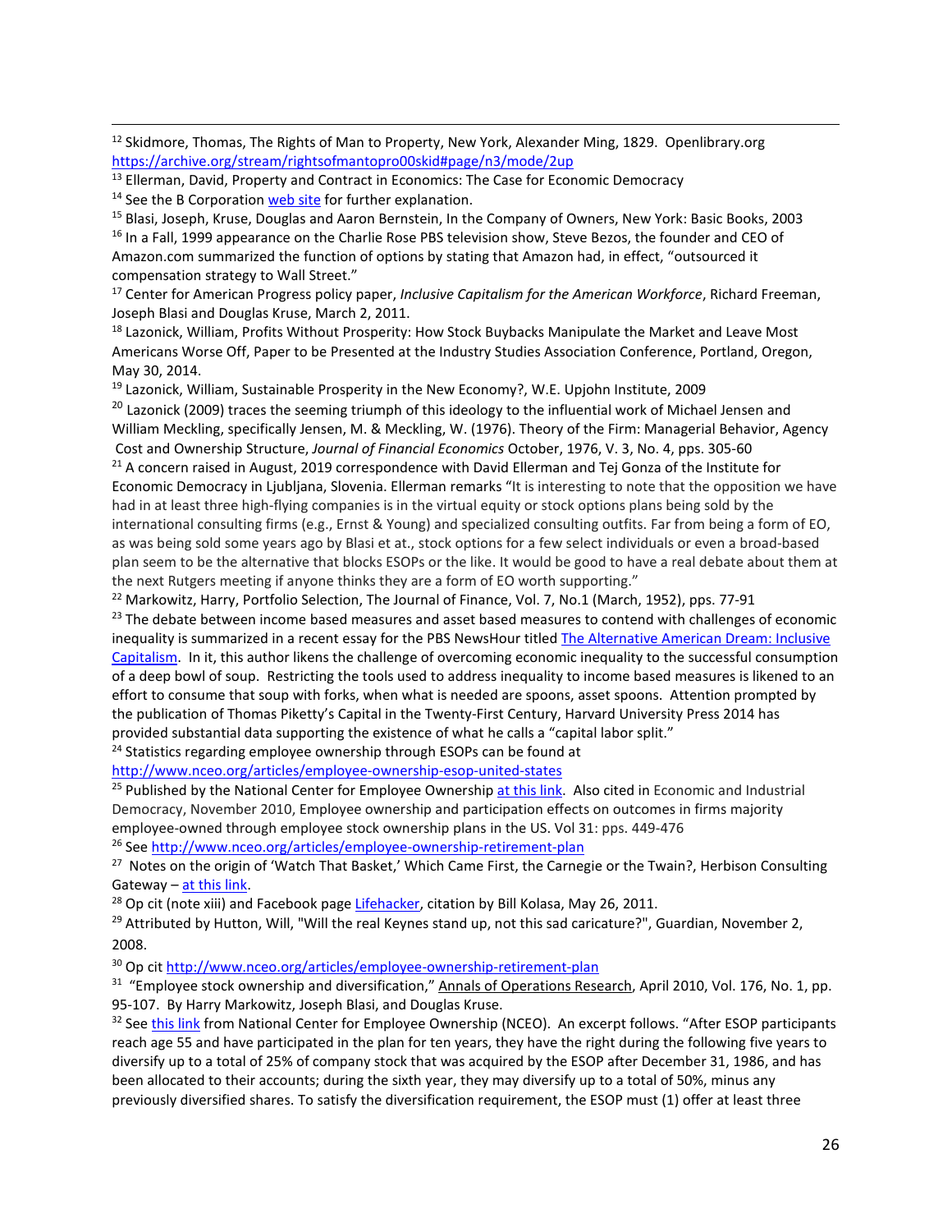[12] Skidmore, Thomas, The Rights of Man to Property, New York, Alexander Ming, 1829. Openlibrary.org https://archive.org/stream/rightsofmantopro00skid#page/n3/mode/2up

[13] Ellerman, David, Property and Contract in Economics: The Case for Economic Democracy

[14] See the B Corporation web site for further explanation.

[15] Blasi, Joseph, Kruse, Douglas and Aaron Bernstein, In the Company of Owners, New York: Basic Books, 2003

[16] In a Fall, 1999 appearance on the Charlie Rose PBS television show, Steve Bezos, the founder and CEO of Amazon.com summarized the function of options by stating that Amazon had, in effect, "outsourced it compensation strategy to Wall Street."

[17] Center for American Progress policy paper, *Inclusive Capitalism for the American Workforce*, Richard Freeman, Joseph Blasi and Douglas Kruse, March 2, 2011.

[18] Lazonick, William, Profits Without Prosperity: How Stock Buybacks Manipulate the Market and Leave Most Americans Worse Off, Paper to be Presented at the Industry Studies Association Conference, Portland, Oregon, May 30, 2014.

[19] Lazonick, William, Sustainable Prosperity in the New Economy?, W.E. Upjohn Institute, 2009

[20] Lazonick (2009) traces the seeming triumph of this ideology to the influential work of Michael Jensen and William Meckling, specifically Jensen, M. & Meckling, W. (1976). Theory of the Firm: Managerial Behavior, Agency Cost and Ownership Structure, *Journal of Financial Economics* October, 1976, V. 3, No. 4, pps. 305-60

[21] A concern raised in August, 2019 correspondence with David Ellerman and Tej Gonza of the Institute for Economic Democracy in Ljubljana, Slovenia. Ellerman remarks "It is interesting to note that the opposition we have had in at least three high-flying companies is in the virtual equity or stock options plans being sold by the international consulting firms (e.g., Ernst & Young) and specialized consulting outfits. Far from being a form of EO, as was being sold some years ago by Blasi et at., stock options for a few select individuals or even a broad-based plan seem to be the alternative that blocks ESOPs or the like. It would be good to have a real debate about them at the next Rutgers meeting if anyone thinks they are a form of EO worth supporting."

[22] Markowitz, Harry, Portfolio Selection, The Journal of Finance, Vol. 7, No.1 (March, 1952), pps. 77-91

[23] The debate between income based measures and asset based measures to contend with challenges of economic inequality is summarized in a recent essay for the PBS NewsHour titled The Alternative American Dream: Inclusive Capitalism. In it, this author likens the challenge of overcoming economic inequality to the successful consumption of a deep bowl of soup. Restricting the tools used to address inequality to income based measures is likened to an effort to consume that soup with forks, when what is needed are spoons, asset spoons. Attention prompted by the publication of Thomas Piketty's Capital in the Twenty-First Century, Harvard University Press 2014 has provided substantial data supporting the existence of what he calls a "capital labor split."

[24] Statistics regarding employee ownership through ESOPs can be found at http://www.nceo.org/articles/employee-ownership-esop-united-states

[25] Published by the National Center for Employee Ownership at this link. Also cited in Economic and Industrial Democracy, November 2010, Employee ownership and participation effects on outcomes in firms majority employee-owned through employee stock ownership plans in the US. Vol 31: pps. 449-476

[26] See http://www.nceo.org/articles/employee-ownership-retirement-plan

[27] Notes on the origin of 'Watch That Basket,' Which Came First, the Carnegie or the Twain?, Herbison Consulting Gateway – at this link.

[28] Op cit (note xiii) and Facebook page Lifehacker, citation by Bill Kolasa, May 26, 2011.

[29] Attributed by Hutton, Will, "Will the real Keynes stand up, not this sad caricature?", Guardian, November 2, 2008.

[30] Op cit http://www.nceo.org/articles/employee-ownership-retirement-plan

[31] "Employee stock ownership and diversification," Annals of Operations Research, April 2010, Vol. 176, No. 1, pp. 95-107. By Harry Markowitz, Joseph Blasi, and Douglas Kruse.

[32] See this link from National Center for Employee Ownership (NCEO). An excerpt follows. "After ESOP participants reach age 55 and have participated in the plan for ten years, they have the right during the following five years to diversify up to a total of 25% of company stock that was acquired by the ESOP after December 31, 1986, and has been allocated to their accounts; during the sixth year, they may diversify up to a total of 50%, minus any previously diversified shares. To satisfy the diversification requirement, the ESOP must (1) offer at least three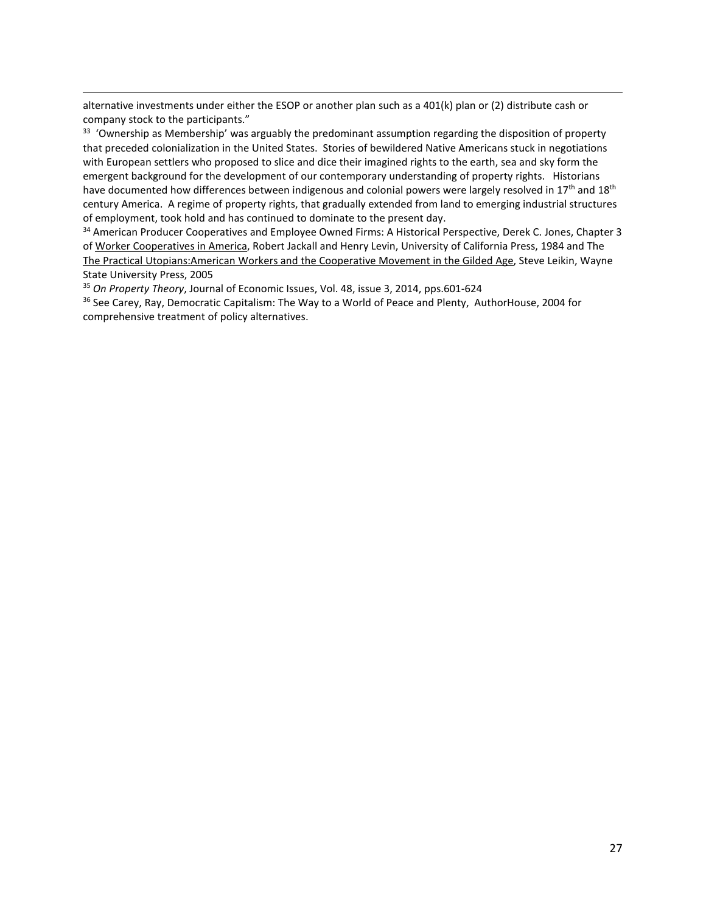alternative investments under either the ESOP or another plan such as a 401(k) plan or (2) distribute cash or company stock to the participants."

[33] 'Ownership as Membership' was arguably the predominant assumption regarding the disposition of property that preceded colonialization in the United States. Stories of bewildered Native Americans stuck in negotiations with European settlers who proposed to slice and dice their imagined rights to the earth, sea and sky form the emergent background for the development of our contemporary understanding of property rights. Historians have documented how differences between indigenous and colonial powers were largely resolved in 17th and 18th century America. A regime of property rights, that gradually extended from land to emerging industrial structures of employment, took hold and has continued to dominate to the present day.

[34] American Producer Cooperatives and Employee Owned Firms: A Historical Perspective, Derek C. Jones, Chapter 3 of Worker Cooperatives in America, Robert Jackall and Henry Levin, University of California Press, 1984 and The The Practical Utopians:American Workers and the Cooperative Movement in the Gilded Age, Steve Leikin, Wayne State University Press, 2005

[35] *On Property Theory*, Journal of Economic Issues, Vol. 48, issue 3, 2014, pps.601-624

[36] See Carey, Ray, Democratic Capitalism: The Way to a World of Peace and Plenty, AuthorHouse, 2004 for comprehensive treatment of policy alternatives.